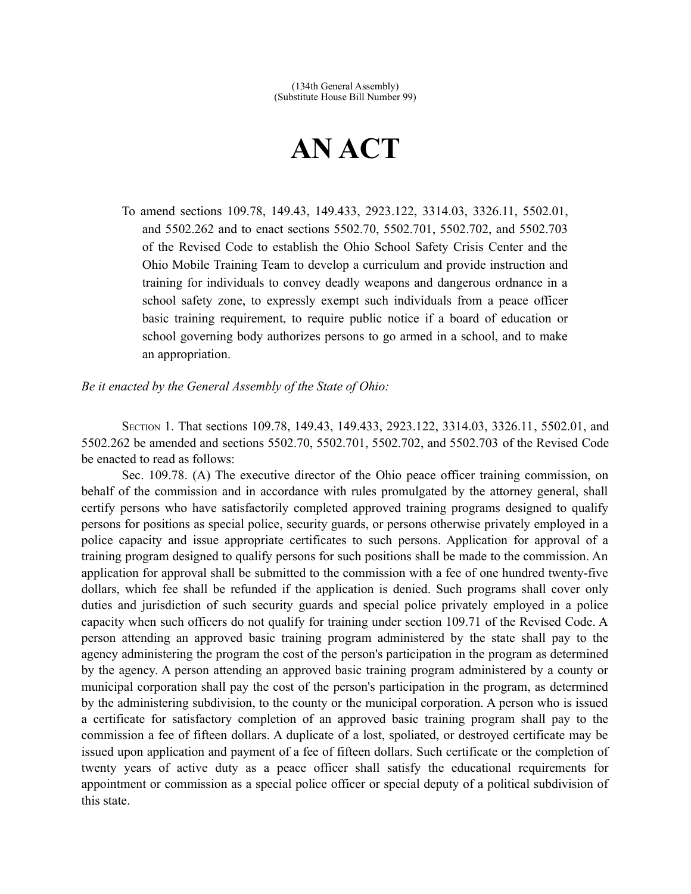(134th General Assembly)
(Substitute House Bill Number 99)

# AN ACT

To amend sections 109.78, 149.43, 149.433, 2923.122, 3314.03, 3326.11, 5502.01, and 5502.262 and to enact sections 5502.70, 5502.701, 5502.702, and 5502.703 of the Revised Code to establish the Ohio School Safety Crisis Center and the Ohio Mobile Training Team to develop a curriculum and provide instruction and training for individuals to convey deadly weapons and dangerous ordnance in a school safety zone, to expressly exempt such individuals from a peace officer basic training requirement, to require public notice if a board of education or school governing body authorizes persons to go armed in a school, and to make an appropriation.

*Be it enacted by the General Assembly of the State of Ohio:*

SECTION 1. That sections 109.78, 149.43, 149.433, 2923.122, 3314.03, 3326.11, 5502.01, and 5502.262 be amended and sections 5502.70, 5502.701, 5502.702, and 5502.703 of the Revised Code be enacted to read as follows:

Sec. 109.78. (A) The executive director of the Ohio peace officer training commission, on behalf of the commission and in accordance with rules promulgated by the attorney general, shall certify persons who have satisfactorily completed approved training programs designed to qualify persons for positions as special police, security guards, or persons otherwise privately employed in a police capacity and issue appropriate certificates to such persons. Application for approval of a training program designed to qualify persons for such positions shall be made to the commission. An application for approval shall be submitted to the commission with a fee of one hundred twenty-five dollars, which fee shall be refunded if the application is denied. Such programs shall cover only duties and jurisdiction of such security guards and special police privately employed in a police capacity when such officers do not qualify for training under section 109.71 of the Revised Code. A person attending an approved basic training program administered by the state shall pay to the agency administering the program the cost of the person's participation in the program as determined by the agency. A person attending an approved basic training program administered by a county or municipal corporation shall pay the cost of the person's participation in the program, as determined by the administering subdivision, to the county or the municipal corporation. A person who is issued a certificate for satisfactory completion of an approved basic training program shall pay to the commission a fee of fifteen dollars. A duplicate of a lost, spoliated, or destroyed certificate may be issued upon application and payment of a fee of fifteen dollars. Such certificate or the completion of twenty years of active duty as a peace officer shall satisfy the educational requirements for appointment or commission as a special police officer or special deputy of a political subdivision of this state.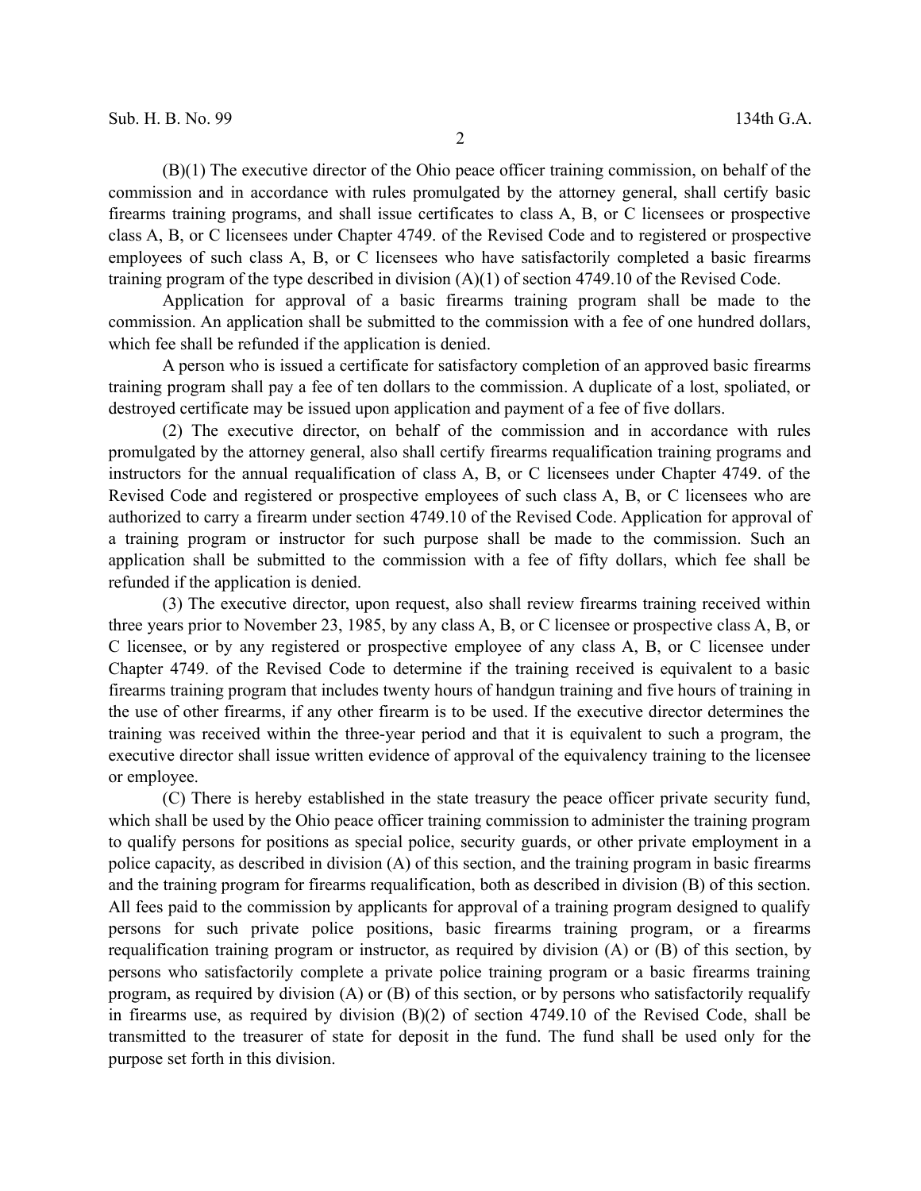(B)(1) The executive director of the Ohio peace officer training commission, on behalf of the commission and in accordance with rules promulgated by the attorney general, shall certify basic firearms training programs, and shall issue certificates to class A, B, or C licensees or prospective class A, B, or C licensees under Chapter 4749. of the Revised Code and to registered or prospective employees of such class A, B, or C licensees who have satisfactorily completed a basic firearms training program of the type described in division (A)(1) of section 4749.10 of the Revised Code.

Application for approval of a basic firearms training program shall be made to the commission. An application shall be submitted to the commission with a fee of one hundred dollars, which fee shall be refunded if the application is denied.

A person who is issued a certificate for satisfactory completion of an approved basic firearms training program shall pay a fee of ten dollars to the commission. A duplicate of a lost, spoliated, or destroyed certificate may be issued upon application and payment of a fee of five dollars.

(2) The executive director, on behalf of the commission and in accordance with rules promulgated by the attorney general, also shall certify firearms requalification training programs and instructors for the annual requalification of class A, B, or C licensees under Chapter 4749. of the Revised Code and registered or prospective employees of such class A, B, or C licensees who are authorized to carry a firearm under section 4749.10 of the Revised Code. Application for approval of a training program or instructor for such purpose shall be made to the commission. Such an application shall be submitted to the commission with a fee of fifty dollars, which fee shall be refunded if the application is denied.

(3) The executive director, upon request, also shall review firearms training received within three years prior to November 23, 1985, by any class A, B, or C licensee or prospective class A, B, or C licensee, or by any registered or prospective employee of any class A, B, or C licensee under Chapter 4749. of the Revised Code to determine if the training received is equivalent to a basic firearms training program that includes twenty hours of handgun training and five hours of training in the use of other firearms, if any other firearm is to be used. If the executive director determines the training was received within the three-year period and that it is equivalent to such a program, the executive director shall issue written evidence of approval of the equivalency training to the licensee or employee.

(C) There is hereby established in the state treasury the peace officer private security fund, which shall be used by the Ohio peace officer training commission to administer the training program to qualify persons for positions as special police, security guards, or other private employment in a police capacity, as described in division (A) of this section, and the training program in basic firearms and the training program for firearms requalification, both as described in division (B) of this section. All fees paid to the commission by applicants for approval of a training program designed to qualify persons for such private police positions, basic firearms training program, or a firearms requalification training program or instructor, as required by division (A) or (B) of this section, by persons who satisfactorily complete a private police training program or a basic firearms training program, as required by division (A) or (B) of this section, or by persons who satisfactorily requalify in firearms use, as required by division (B)(2) of section 4749.10 of the Revised Code, shall be transmitted to the treasurer of state for deposit in the fund. The fund shall be used only for the purpose set forth in this division.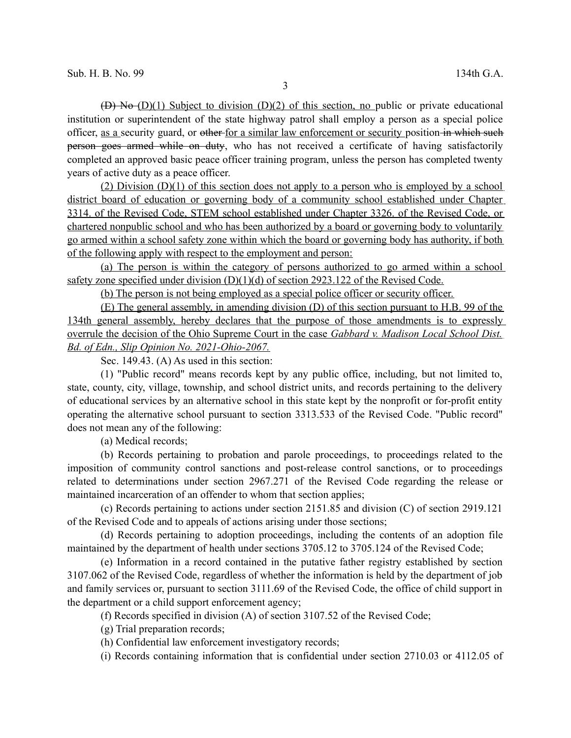~~(D) No~~ (D)(1) Subject to division (D)(2) of this section, no public or private educational institution or superintendent of the state highway patrol shall employ a person as a special police officer, as a security guard, or ~~other~~ for a similar law enforcement or security position ~~in which such person goes armed while on duty~~, who has not received a certificate of having satisfactorily completed an approved basic peace officer training program, unless the person has completed twenty years of active duty as a peace officer.

(2) Division (D)(1) of this section does not apply to a person who is employed by a school district board of education or governing body of a community school established under Chapter 3314. of the Revised Code, STEM school established under Chapter 3326. of the Revised Code, or chartered nonpublic school and who has been authorized by a board or governing body to voluntarily go armed within a school safety zone within which the board or governing body has authority, if both of the following apply with respect to the employment and person:

(a) The person is within the category of persons authorized to go armed within a school safety zone specified under division (D)(1)(d) of section 2923.122 of the Revised Code.

(b) The person is not being employed as a special police officer or security officer.

(E) The general assembly, in amending division (D) of this section pursuant to H.B. 99 of the 134th general assembly, hereby declares that the purpose of those amendments is to expressly overrule the decision of the Ohio Supreme Court in the case *Gabbard v. Madison Local School Dist. Bd. of Edn., Slip Opinion No. 2021-Ohio-2067.*

Sec. 149.43. (A) As used in this section:

(1) "Public record" means records kept by any public office, including, but not limited to, state, county, city, village, township, and school district units, and records pertaining to the delivery of educational services by an alternative school in this state kept by the nonprofit or for-profit entity operating the alternative school pursuant to section 3313.533 of the Revised Code. "Public record" does not mean any of the following:

(a) Medical records;

(b) Records pertaining to probation and parole proceedings, to proceedings related to the imposition of community control sanctions and post-release control sanctions, or to proceedings related to determinations under section 2967.271 of the Revised Code regarding the release or maintained incarceration of an offender to whom that section applies;

(c) Records pertaining to actions under section 2151.85 and division (C) of section 2919.121 of the Revised Code and to appeals of actions arising under those sections;

(d) Records pertaining to adoption proceedings, including the contents of an adoption file maintained by the department of health under sections 3705.12 to 3705.124 of the Revised Code;

(e) Information in a record contained in the putative father registry established by section 3107.062 of the Revised Code, regardless of whether the information is held by the department of job and family services or, pursuant to section 3111.69 of the Revised Code, the office of child support in the department or a child support enforcement agency;

(f) Records specified in division (A) of section 3107.52 of the Revised Code;

(g) Trial preparation records;

(h) Confidential law enforcement investigatory records;

(i) Records containing information that is confidential under section 2710.03 or 4112.05 of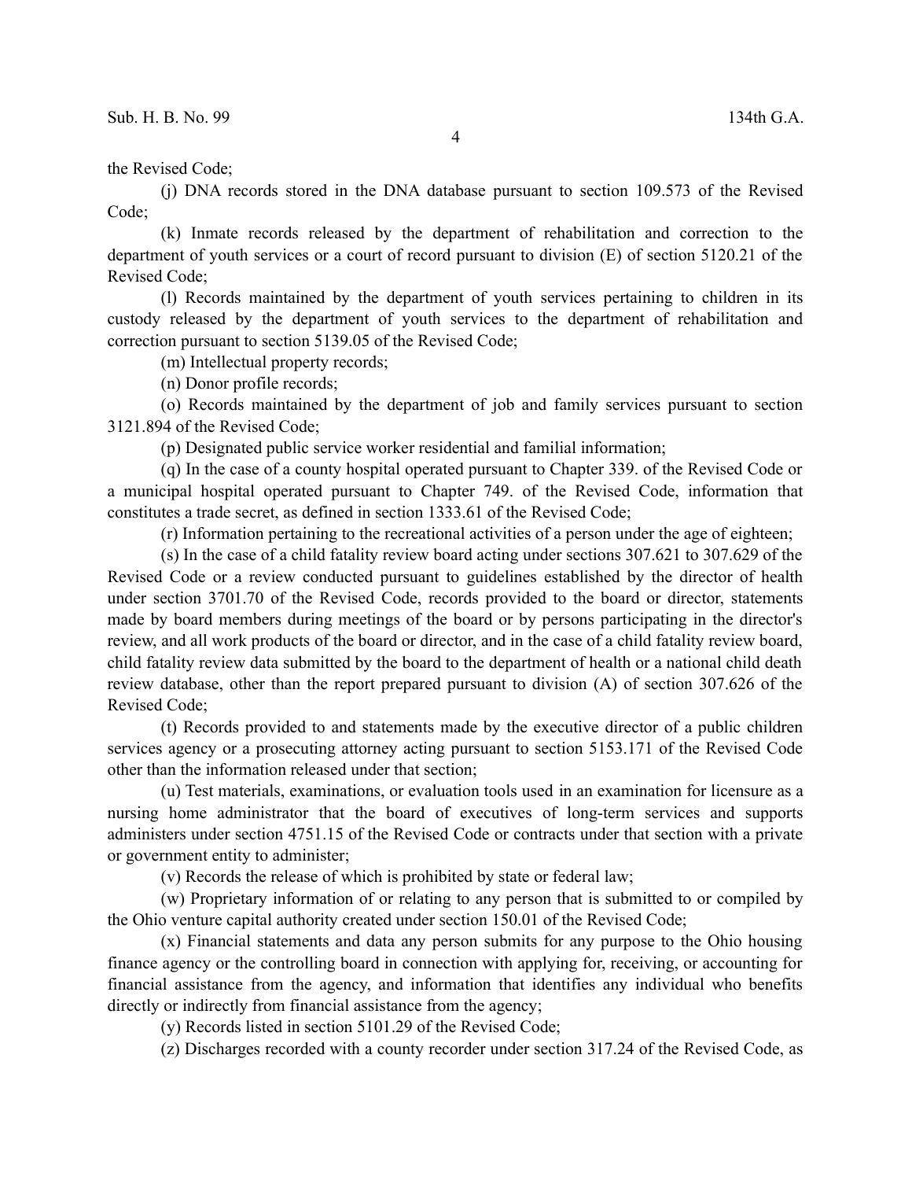the Revised Code;

(j) DNA records stored in the DNA database pursuant to section 109.573 of the Revised Code;

(k) Inmate records released by the department of rehabilitation and correction to the department of youth services or a court of record pursuant to division (E) of section 5120.21 of the Revised Code;

(l) Records maintained by the department of youth services pertaining to children in its custody released by the department of youth services to the department of rehabilitation and correction pursuant to section 5139.05 of the Revised Code;

(m) Intellectual property records;

(n) Donor profile records;

(o) Records maintained by the department of job and family services pursuant to section 3121.894 of the Revised Code;

(p) Designated public service worker residential and familial information;

(q) In the case of a county hospital operated pursuant to Chapter 339. of the Revised Code or a municipal hospital operated pursuant to Chapter 749. of the Revised Code, information that constitutes a trade secret, as defined in section 1333.61 of the Revised Code;

(r) Information pertaining to the recreational activities of a person under the age of eighteen;

(s) In the case of a child fatality review board acting under sections 307.621 to 307.629 of the Revised Code or a review conducted pursuant to guidelines established by the director of health under section 3701.70 of the Revised Code, records provided to the board or director, statements made by board members during meetings of the board or by persons participating in the director's review, and all work products of the board or director, and in the case of a child fatality review board, child fatality review data submitted by the board to the department of health or a national child death review database, other than the report prepared pursuant to division (A) of section 307.626 of the Revised Code;

(t) Records provided to and statements made by the executive director of a public children services agency or a prosecuting attorney acting pursuant to section 5153.171 of the Revised Code other than the information released under that section;

(u) Test materials, examinations, or evaluation tools used in an examination for licensure as a nursing home administrator that the board of executives of long-term services and supports administers under section 4751.15 of the Revised Code or contracts under that section with a private or government entity to administer;

(v) Records the release of which is prohibited by state or federal law;

(w) Proprietary information of or relating to any person that is submitted to or compiled by the Ohio venture capital authority created under section 150.01 of the Revised Code;

(x) Financial statements and data any person submits for any purpose to the Ohio housing finance agency or the controlling board in connection with applying for, receiving, or accounting for financial assistance from the agency, and information that identifies any individual who benefits directly or indirectly from financial assistance from the agency;

(y) Records listed in section 5101.29 of the Revised Code;

(z) Discharges recorded with a county recorder under section 317.24 of the Revised Code, as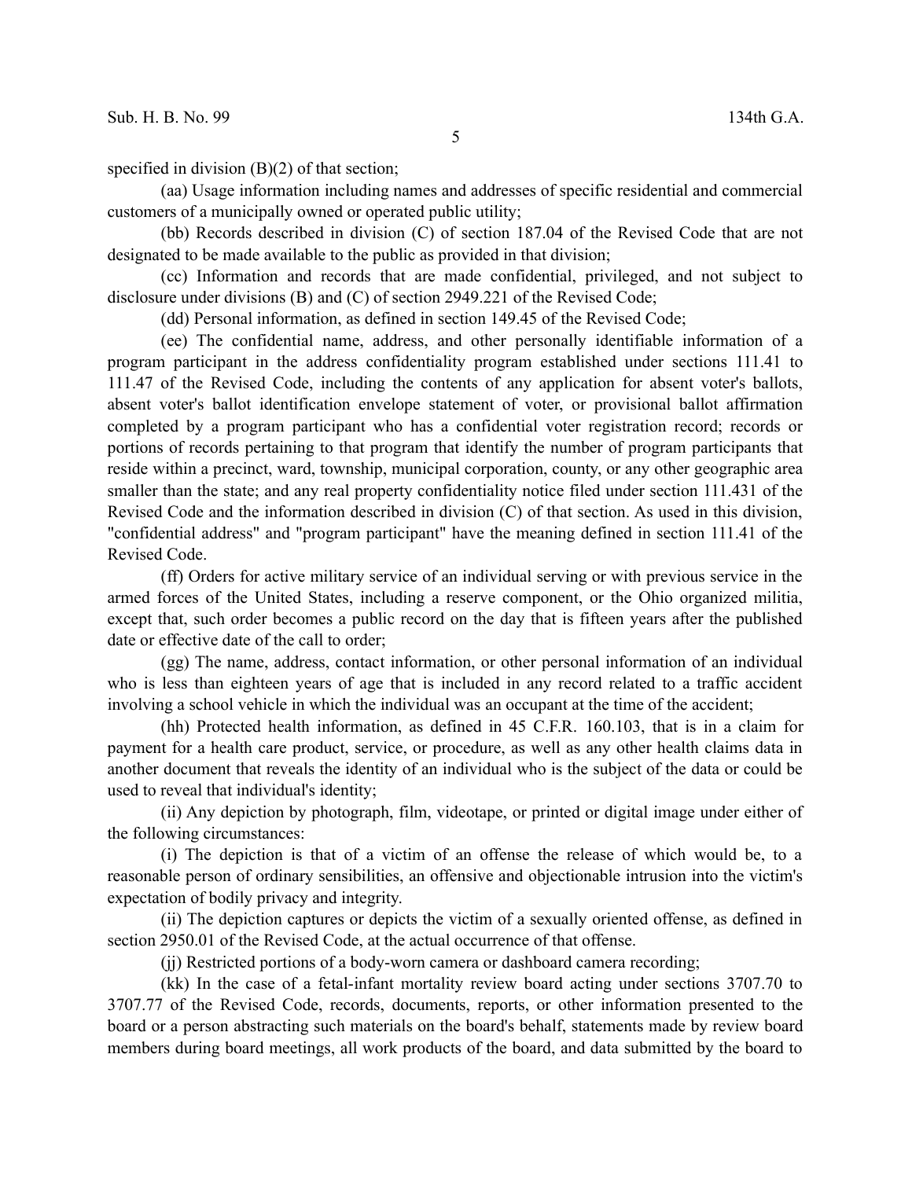specified in division (B)(2) of that section;

(aa) Usage information including names and addresses of specific residential and commercial customers of a municipally owned or operated public utility;

(bb) Records described in division (C) of section 187.04 of the Revised Code that are not designated to be made available to the public as provided in that division;

(cc) Information and records that are made confidential, privileged, and not subject to disclosure under divisions (B) and (C) of section 2949.221 of the Revised Code;

(dd) Personal information, as defined in section 149.45 of the Revised Code;

(ee) The confidential name, address, and other personally identifiable information of a program participant in the address confidentiality program established under sections 111.41 to 111.47 of the Revised Code, including the contents of any application for absent voter's ballots, absent voter's ballot identification envelope statement of voter, or provisional ballot affirmation completed by a program participant who has a confidential voter registration record; records or portions of records pertaining to that program that identify the number of program participants that reside within a precinct, ward, township, municipal corporation, county, or any other geographic area smaller than the state; and any real property confidentiality notice filed under section 111.431 of the Revised Code and the information described in division (C) of that section. As used in this division, "confidential address" and "program participant" have the meaning defined in section 111.41 of the Revised Code.

(ff) Orders for active military service of an individual serving or with previous service in the armed forces of the United States, including a reserve component, or the Ohio organized militia, except that, such order becomes a public record on the day that is fifteen years after the published date or effective date of the call to order;

(gg) The name, address, contact information, or other personal information of an individual who is less than eighteen years of age that is included in any record related to a traffic accident involving a school vehicle in which the individual was an occupant at the time of the accident;

(hh) Protected health information, as defined in 45 C.F.R. 160.103, that is in a claim for payment for a health care product, service, or procedure, as well as any other health claims data in another document that reveals the identity of an individual who is the subject of the data or could be used to reveal that individual's identity;

(ii) Any depiction by photograph, film, videotape, or printed or digital image under either of the following circumstances:

(i) The depiction is that of a victim of an offense the release of which would be, to a reasonable person of ordinary sensibilities, an offensive and objectionable intrusion into the victim's expectation of bodily privacy and integrity.

(ii) The depiction captures or depicts the victim of a sexually oriented offense, as defined in section 2950.01 of the Revised Code, at the actual occurrence of that offense.

(jj) Restricted portions of a body-worn camera or dashboard camera recording;

(kk) In the case of a fetal-infant mortality review board acting under sections 3707.70 to 3707.77 of the Revised Code, records, documents, reports, or other information presented to the board or a person abstracting such materials on the board's behalf, statements made by review board members during board meetings, all work products of the board, and data submitted by the board to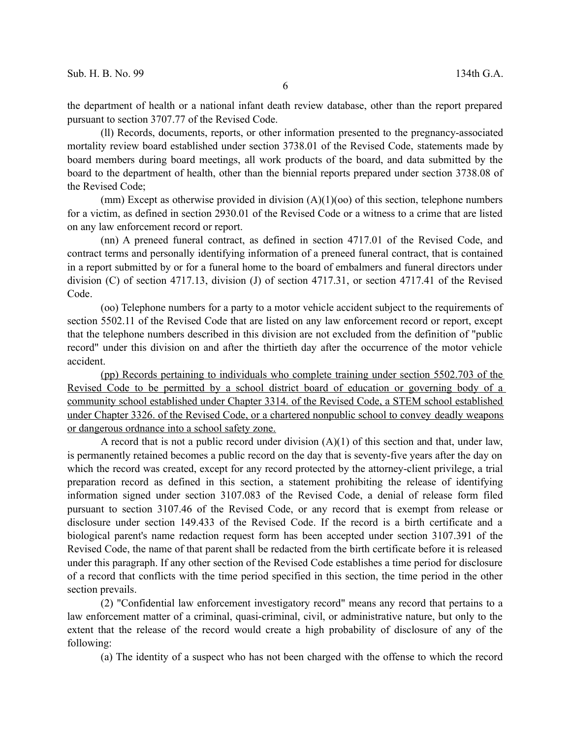the department of health or a national infant death review database, other than the report prepared pursuant to section 3707.77 of the Revised Code.

(ll) Records, documents, reports, or other information presented to the pregnancy-associated mortality review board established under section 3738.01 of the Revised Code, statements made by board members during board meetings, all work products of the board, and data submitted by the board to the department of health, other than the biennial reports prepared under section 3738.08 of the Revised Code;

(mm) Except as otherwise provided in division (A)(1)(oo) of this section, telephone numbers for a victim, as defined in section 2930.01 of the Revised Code or a witness to a crime that are listed on any law enforcement record or report.

(nn) A preneed funeral contract, as defined in section 4717.01 of the Revised Code, and contract terms and personally identifying information of a preneed funeral contract, that is contained in a report submitted by or for a funeral home to the board of embalmers and funeral directors under division (C) of section 4717.13, division (J) of section 4717.31, or section 4717.41 of the Revised Code.

(oo) Telephone numbers for a party to a motor vehicle accident subject to the requirements of section 5502.11 of the Revised Code that are listed on any law enforcement record or report, except that the telephone numbers described in this division are not excluded from the definition of "public record" under this division on and after the thirtieth day after the occurrence of the motor vehicle accident.

<u>(pp) Records pertaining to individuals who complete training under section 5502.703 of the Revised Code to be permitted by a school district board of education or governing body of a community school established under Chapter 3314. of the Revised Code, a STEM school established under Chapter 3326. of the Revised Code, or a chartered nonpublic school to convey deadly weapons or dangerous ordnance into a school safety zone.</u>

A record that is not a public record under division (A)(1) of this section and that, under law, is permanently retained becomes a public record on the day that is seventy-five years after the day on which the record was created, except for any record protected by the attorney-client privilege, a trial preparation record as defined in this section, a statement prohibiting the release of identifying information signed under section 3107.083 of the Revised Code, a denial of release form filed pursuant to section 3107.46 of the Revised Code, or any record that is exempt from release or disclosure under section 149.433 of the Revised Code. If the record is a birth certificate and a biological parent's name redaction request form has been accepted under section 3107.391 of the Revised Code, the name of that parent shall be redacted from the birth certificate before it is released under this paragraph. If any other section of the Revised Code establishes a time period for disclosure of a record that conflicts with the time period specified in this section, the time period in the other section prevails.

(2) "Confidential law enforcement investigatory record" means any record that pertains to a law enforcement matter of a criminal, quasi-criminal, civil, or administrative nature, but only to the extent that the release of the record would create a high probability of disclosure of any of the following:

(a) The identity of a suspect who has not been charged with the offense to which the record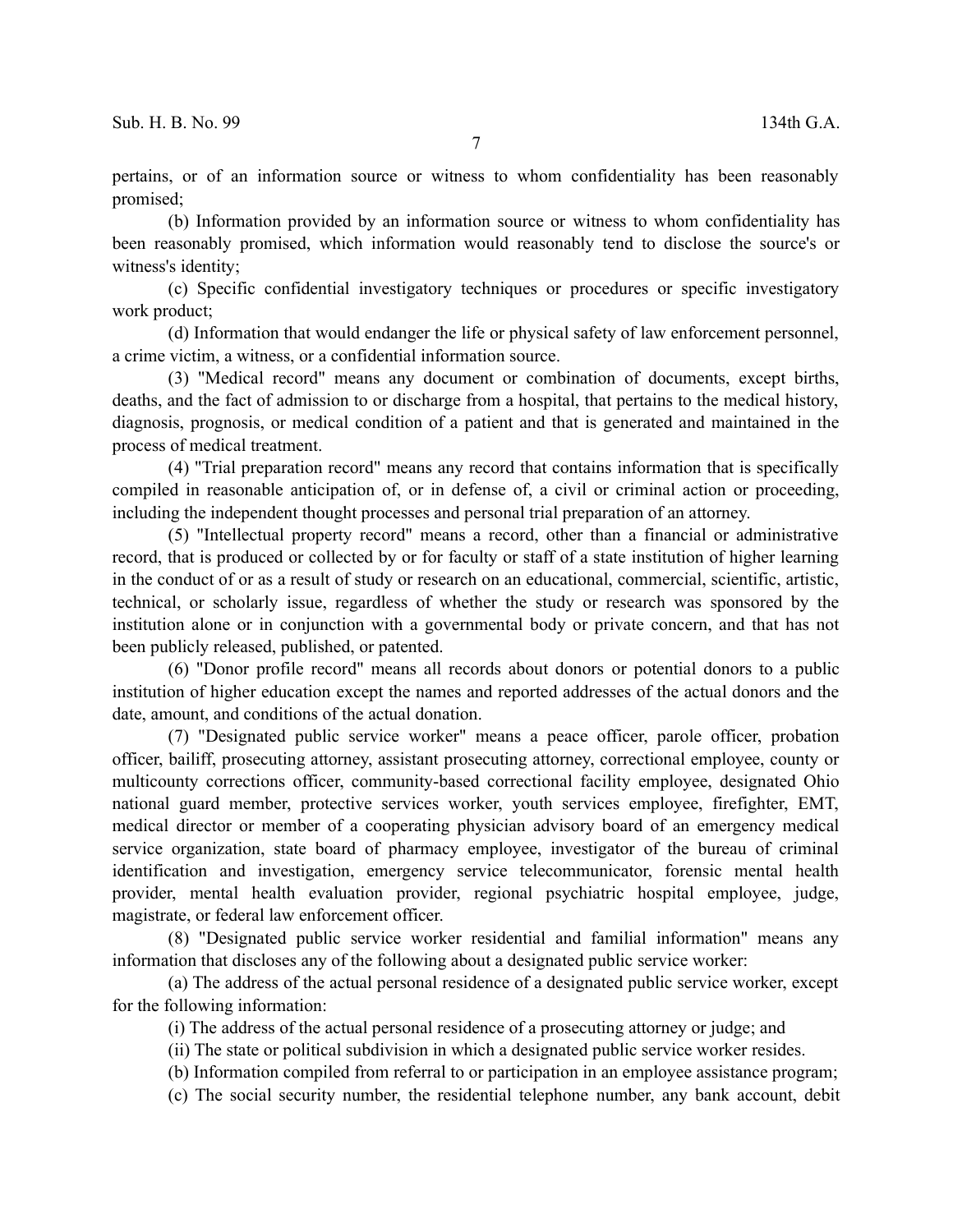pertains, or of an information source or witness to whom confidentiality has been reasonably promised;

(b) Information provided by an information source or witness to whom confidentiality has been reasonably promised, which information would reasonably tend to disclose the source's or witness's identity;

(c) Specific confidential investigatory techniques or procedures or specific investigatory work product;

(d) Information that would endanger the life or physical safety of law enforcement personnel, a crime victim, a witness, or a confidential information source.

(3) "Medical record" means any document or combination of documents, except births, deaths, and the fact of admission to or discharge from a hospital, that pertains to the medical history, diagnosis, prognosis, or medical condition of a patient and that is generated and maintained in the process of medical treatment.

(4) "Trial preparation record" means any record that contains information that is specifically compiled in reasonable anticipation of, or in defense of, a civil or criminal action or proceeding, including the independent thought processes and personal trial preparation of an attorney.

(5) "Intellectual property record" means a record, other than a financial or administrative record, that is produced or collected by or for faculty or staff of a state institution of higher learning in the conduct of or as a result of study or research on an educational, commercial, scientific, artistic, technical, or scholarly issue, regardless of whether the study or research was sponsored by the institution alone or in conjunction with a governmental body or private concern, and that has not been publicly released, published, or patented.

(6) "Donor profile record" means all records about donors or potential donors to a public institution of higher education except the names and reported addresses of the actual donors and the date, amount, and conditions of the actual donation.

(7) "Designated public service worker" means a peace officer, parole officer, probation officer, bailiff, prosecuting attorney, assistant prosecuting attorney, correctional employee, county or multicounty corrections officer, community-based correctional facility employee, designated Ohio national guard member, protective services worker, youth services employee, firefighter, EMT, medical director or member of a cooperating physician advisory board of an emergency medical service organization, state board of pharmacy employee, investigator of the bureau of criminal identification and investigation, emergency service telecommunicator, forensic mental health provider, mental health evaluation provider, regional psychiatric hospital employee, judge, magistrate, or federal law enforcement officer.

(8) "Designated public service worker residential and familial information" means any information that discloses any of the following about a designated public service worker:

(a) The address of the actual personal residence of a designated public service worker, except for the following information:

(i) The address of the actual personal residence of a prosecuting attorney or judge; and

(ii) The state or political subdivision in which a designated public service worker resides.

(b) Information compiled from referral to or participation in an employee assistance program;

(c) The social security number, the residential telephone number, any bank account, debit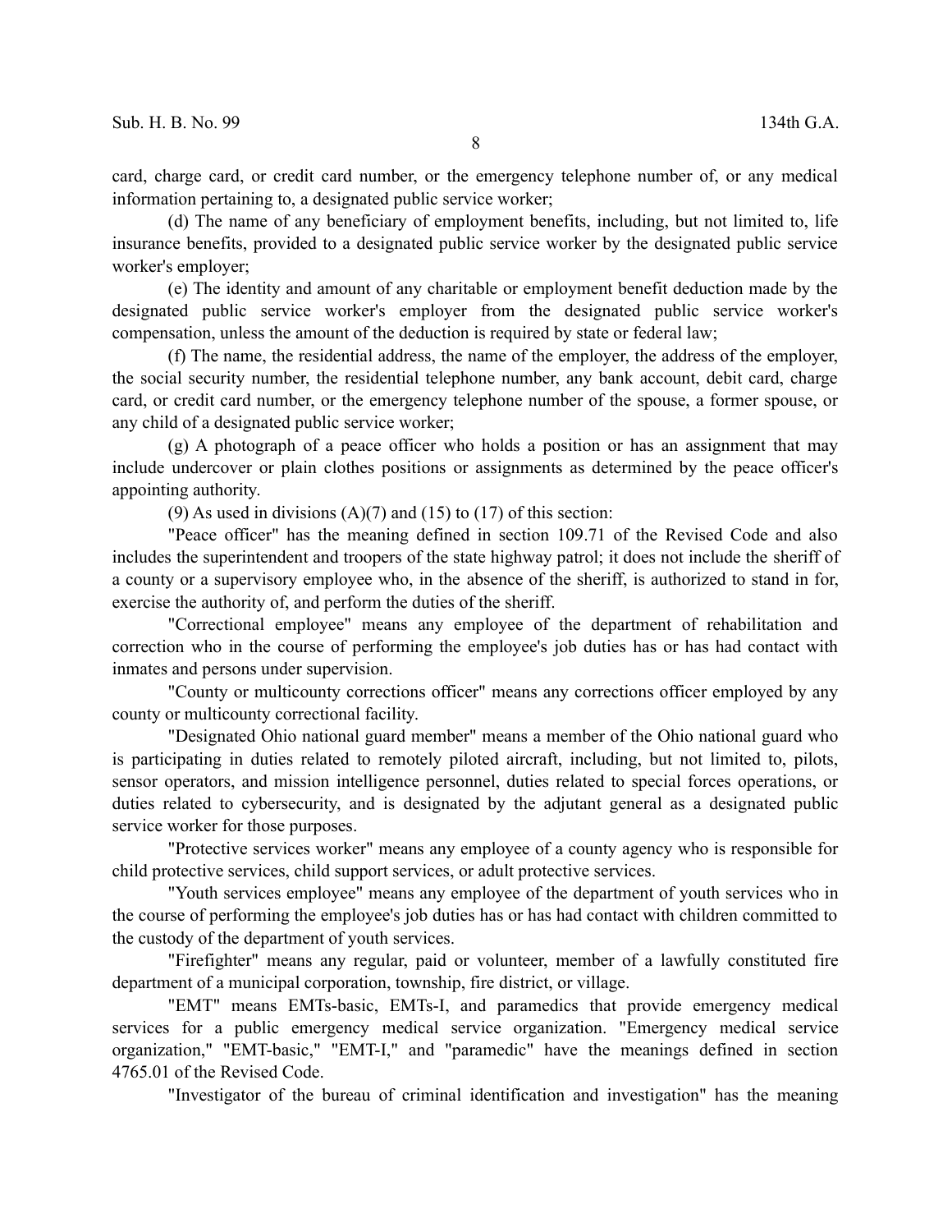card, charge card, or credit card number, or the emergency telephone number of, or any medical information pertaining to, a designated public service worker;

(d) The name of any beneficiary of employment benefits, including, but not limited to, life insurance benefits, provided to a designated public service worker by the designated public service worker's employer;

(e) The identity and amount of any charitable or employment benefit deduction made by the designated public service worker's employer from the designated public service worker's compensation, unless the amount of the deduction is required by state or federal law;

(f) The name, the residential address, the name of the employer, the address of the employer, the social security number, the residential telephone number, any bank account, debit card, charge card, or credit card number, or the emergency telephone number of the spouse, a former spouse, or any child of a designated public service worker;

(g) A photograph of a peace officer who holds a position or has an assignment that may include undercover or plain clothes positions or assignments as determined by the peace officer's appointing authority.

(9) As used in divisions (A)(7) and (15) to (17) of this section:

"Peace officer" has the meaning defined in section 109.71 of the Revised Code and also includes the superintendent and troopers of the state highway patrol; it does not include the sheriff of a county or a supervisory employee who, in the absence of the sheriff, is authorized to stand in for, exercise the authority of, and perform the duties of the sheriff.

"Correctional employee" means any employee of the department of rehabilitation and correction who in the course of performing the employee's job duties has or has had contact with inmates and persons under supervision.

"County or multicounty corrections officer" means any corrections officer employed by any county or multicounty correctional facility.

"Designated Ohio national guard member" means a member of the Ohio national guard who is participating in duties related to remotely piloted aircraft, including, but not limited to, pilots, sensor operators, and mission intelligence personnel, duties related to special forces operations, or duties related to cybersecurity, and is designated by the adjutant general as a designated public service worker for those purposes.

"Protective services worker" means any employee of a county agency who is responsible for child protective services, child support services, or adult protective services.

"Youth services employee" means any employee of the department of youth services who in the course of performing the employee's job duties has or has had contact with children committed to the custody of the department of youth services.

"Firefighter" means any regular, paid or volunteer, member of a lawfully constituted fire department of a municipal corporation, township, fire district, or village.

"EMT" means EMTs-basic, EMTs-I, and paramedics that provide emergency medical services for a public emergency medical service organization. "Emergency medical service organization," "EMT-basic," "EMT-I," and "paramedic" have the meanings defined in section 4765.01 of the Revised Code.

"Investigator of the bureau of criminal identification and investigation" has the meaning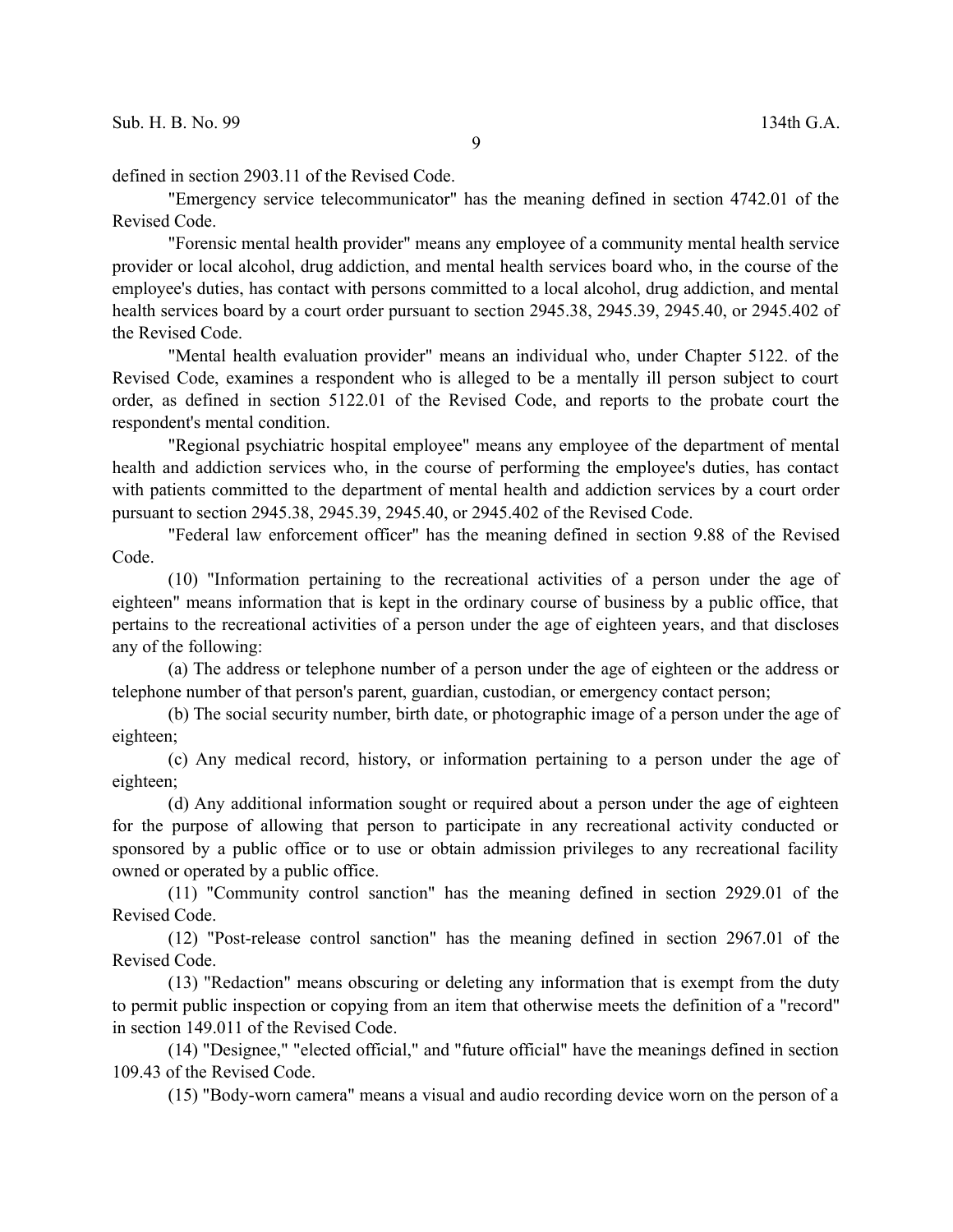defined in section 2903.11 of the Revised Code.

"Emergency service telecommunicator" has the meaning defined in section 4742.01 of the Revised Code.

"Forensic mental health provider" means any employee of a community mental health service provider or local alcohol, drug addiction, and mental health services board who, in the course of the employee's duties, has contact with persons committed to a local alcohol, drug addiction, and mental health services board by a court order pursuant to section 2945.38, 2945.39, 2945.40, or 2945.402 of the Revised Code.

"Mental health evaluation provider" means an individual who, under Chapter 5122. of the Revised Code, examines a respondent who is alleged to be a mentally ill person subject to court order, as defined in section 5122.01 of the Revised Code, and reports to the probate court the respondent's mental condition.

"Regional psychiatric hospital employee" means any employee of the department of mental health and addiction services who, in the course of performing the employee's duties, has contact with patients committed to the department of mental health and addiction services by a court order pursuant to section 2945.38, 2945.39, 2945.40, or 2945.402 of the Revised Code.

"Federal law enforcement officer" has the meaning defined in section 9.88 of the Revised Code.

(10) "Information pertaining to the recreational activities of a person under the age of eighteen" means information that is kept in the ordinary course of business by a public office, that pertains to the recreational activities of a person under the age of eighteen years, and that discloses any of the following:

(a) The address or telephone number of a person under the age of eighteen or the address or telephone number of that person's parent, guardian, custodian, or emergency contact person;

(b) The social security number, birth date, or photographic image of a person under the age of eighteen;

(c) Any medical record, history, or information pertaining to a person under the age of eighteen;

(d) Any additional information sought or required about a person under the age of eighteen for the purpose of allowing that person to participate in any recreational activity conducted or sponsored by a public office or to use or obtain admission privileges to any recreational facility owned or operated by a public office.

(11) "Community control sanction" has the meaning defined in section 2929.01 of the Revised Code.

(12) "Post-release control sanction" has the meaning defined in section 2967.01 of the Revised Code.

(13) "Redaction" means obscuring or deleting any information that is exempt from the duty to permit public inspection or copying from an item that otherwise meets the definition of a "record" in section 149.011 of the Revised Code.

(14) "Designee," "elected official," and "future official" have the meanings defined in section 109.43 of the Revised Code.

(15) "Body-worn camera" means a visual and audio recording device worn on the person of a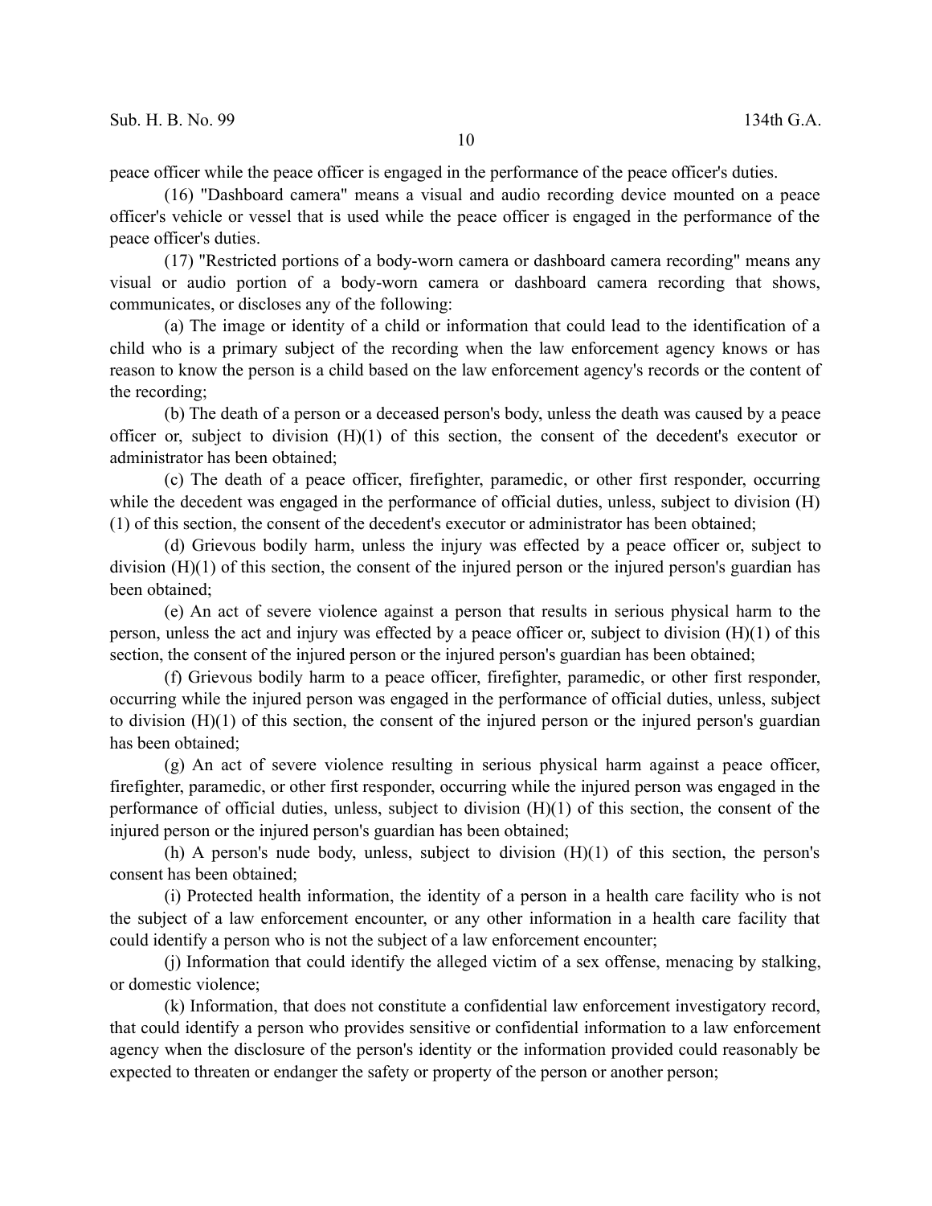peace officer while the peace officer is engaged in the performance of the peace officer's duties.

(16) "Dashboard camera" means a visual and audio recording device mounted on a peace officer's vehicle or vessel that is used while the peace officer is engaged in the performance of the peace officer's duties.

(17) "Restricted portions of a body-worn camera or dashboard camera recording" means any visual or audio portion of a body-worn camera or dashboard camera recording that shows, communicates, or discloses any of the following:

(a) The image or identity of a child or information that could lead to the identification of a child who is a primary subject of the recording when the law enforcement agency knows or has reason to know the person is a child based on the law enforcement agency's records or the content of the recording;

(b) The death of a person or a deceased person's body, unless the death was caused by a peace officer or, subject to division (H)(1) of this section, the consent of the decedent's executor or administrator has been obtained;

(c) The death of a peace officer, firefighter, paramedic, or other first responder, occurring while the decedent was engaged in the performance of official duties, unless, subject to division (H)(1) of this section, the consent of the decedent's executor or administrator has been obtained;

(d) Grievous bodily harm, unless the injury was effected by a peace officer or, subject to division (H)(1) of this section, the consent of the injured person or the injured person's guardian has been obtained;

(e) An act of severe violence against a person that results in serious physical harm to the person, unless the act and injury was effected by a peace officer or, subject to division (H)(1) of this section, the consent of the injured person or the injured person's guardian has been obtained;

(f) Grievous bodily harm to a peace officer, firefighter, paramedic, or other first responder, occurring while the injured person was engaged in the performance of official duties, unless, subject to division (H)(1) of this section, the consent of the injured person or the injured person's guardian has been obtained;

(g) An act of severe violence resulting in serious physical harm against a peace officer, firefighter, paramedic, or other first responder, occurring while the injured person was engaged in the performance of official duties, unless, subject to division (H)(1) of this section, the consent of the injured person or the injured person's guardian has been obtained;

(h) A person's nude body, unless, subject to division (H)(1) of this section, the person's consent has been obtained;

(i) Protected health information, the identity of a person in a health care facility who is not the subject of a law enforcement encounter, or any other information in a health care facility that could identify a person who is not the subject of a law enforcement encounter;

(j) Information that could identify the alleged victim of a sex offense, menacing by stalking, or domestic violence;

(k) Information, that does not constitute a confidential law enforcement investigatory record, that could identify a person who provides sensitive or confidential information to a law enforcement agency when the disclosure of the person's identity or the information provided could reasonably be expected to threaten or endanger the safety or property of the person or another person;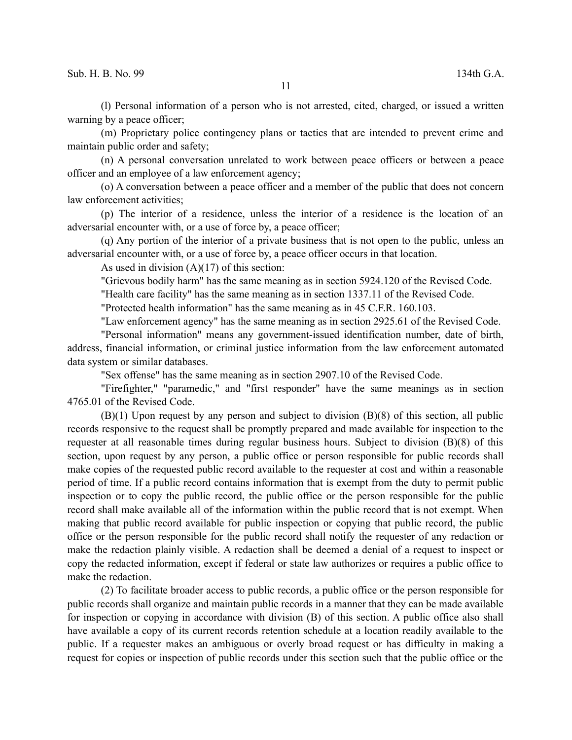(l) Personal information of a person who is not arrested, cited, charged, or issued a written warning by a peace officer;

(m) Proprietary police contingency plans or tactics that are intended to prevent crime and maintain public order and safety;

(n) A personal conversation unrelated to work between peace officers or between a peace officer and an employee of a law enforcement agency;

(o) A conversation between a peace officer and a member of the public that does not concern law enforcement activities;

(p) The interior of a residence, unless the interior of a residence is the location of an adversarial encounter with, or a use of force by, a peace officer;

(q) Any portion of the interior of a private business that is not open to the public, unless an adversarial encounter with, or a use of force by, a peace officer occurs in that location.

As used in division (A)(17) of this section:

"Grievous bodily harm" has the same meaning as in section 5924.120 of the Revised Code.

"Health care facility" has the same meaning as in section 1337.11 of the Revised Code.

"Protected health information" has the same meaning as in 45 C.F.R. 160.103.

"Law enforcement agency" has the same meaning as in section 2925.61 of the Revised Code.

"Personal information" means any government-issued identification number, date of birth, address, financial information, or criminal justice information from the law enforcement automated data system or similar databases.

"Sex offense" has the same meaning as in section 2907.10 of the Revised Code.

"Firefighter," "paramedic," and "first responder" have the same meanings as in section 4765.01 of the Revised Code.

(B)(1) Upon request by any person and subject to division (B)(8) of this section, all public records responsive to the request shall be promptly prepared and made available for inspection to the requester at all reasonable times during regular business hours. Subject to division (B)(8) of this section, upon request by any person, a public office or person responsible for public records shall make copies of the requested public record available to the requester at cost and within a reasonable period of time. If a public record contains information that is exempt from the duty to permit public inspection or to copy the public record, the public office or the person responsible for the public record shall make available all of the information within the public record that is not exempt. When making that public record available for public inspection or copying that public record, the public office or the person responsible for the public record shall notify the requester of any redaction or make the redaction plainly visible. A redaction shall be deemed a denial of a request to inspect or copy the redacted information, except if federal or state law authorizes or requires a public office to make the redaction.

(2) To facilitate broader access to public records, a public office or the person responsible for public records shall organize and maintain public records in a manner that they can be made available for inspection or copying in accordance with division (B) of this section. A public office also shall have available a copy of its current records retention schedule at a location readily available to the public. If a requester makes an ambiguous or overly broad request or has difficulty in making a request for copies or inspection of public records under this section such that the public office or the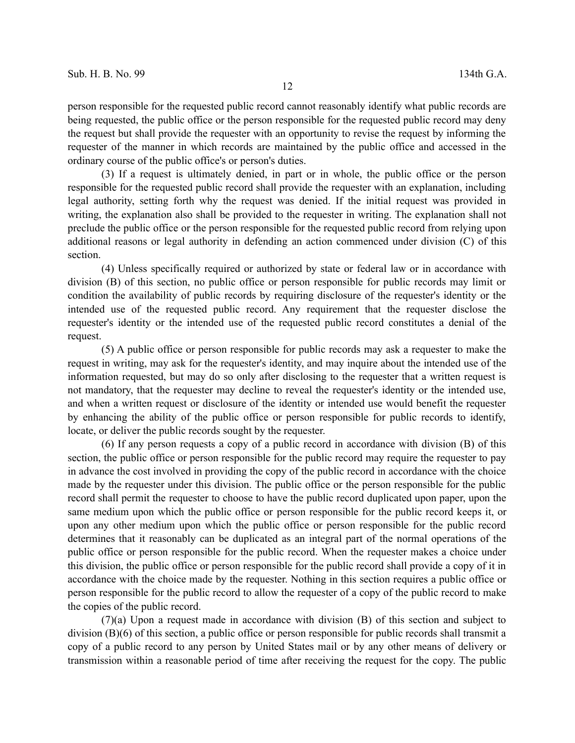person responsible for the requested public record cannot reasonably identify what public records are being requested, the public office or the person responsible for the requested public record may deny the request but shall provide the requester with an opportunity to revise the request by informing the requester of the manner in which records are maintained by the public office and accessed in the ordinary course of the public office's or person's duties.

(3) If a request is ultimately denied, in part or in whole, the public office or the person responsible for the requested public record shall provide the requester with an explanation, including legal authority, setting forth why the request was denied. If the initial request was provided in writing, the explanation also shall be provided to the requester in writing. The explanation shall not preclude the public office or the person responsible for the requested public record from relying upon additional reasons or legal authority in defending an action commenced under division (C) of this section.

(4) Unless specifically required or authorized by state or federal law or in accordance with division (B) of this section, no public office or person responsible for public records may limit or condition the availability of public records by requiring disclosure of the requester's identity or the intended use of the requested public record. Any requirement that the requester disclose the requester's identity or the intended use of the requested public record constitutes a denial of the request.

(5) A public office or person responsible for public records may ask a requester to make the request in writing, may ask for the requester's identity, and may inquire about the intended use of the information requested, but may do so only after disclosing to the requester that a written request is not mandatory, that the requester may decline to reveal the requester's identity or the intended use, and when a written request or disclosure of the identity or intended use would benefit the requester by enhancing the ability of the public office or person responsible for public records to identify, locate, or deliver the public records sought by the requester.

(6) If any person requests a copy of a public record in accordance with division (B) of this section, the public office or person responsible for the public record may require the requester to pay in advance the cost involved in providing the copy of the public record in accordance with the choice made by the requester under this division. The public office or the person responsible for the public record shall permit the requester to choose to have the public record duplicated upon paper, upon the same medium upon which the public office or person responsible for the public record keeps it, or upon any other medium upon which the public office or person responsible for the public record determines that it reasonably can be duplicated as an integral part of the normal operations of the public office or person responsible for the public record. When the requester makes a choice under this division, the public office or person responsible for the public record shall provide a copy of it in accordance with the choice made by the requester. Nothing in this section requires a public office or person responsible for the public record to allow the requester of a copy of the public record to make the copies of the public record.

(7)(a) Upon a request made in accordance with division (B) of this section and subject to division (B)(6) of this section, a public office or person responsible for public records shall transmit a copy of a public record to any person by United States mail or by any other means of delivery or transmission within a reasonable period of time after receiving the request for the copy. The public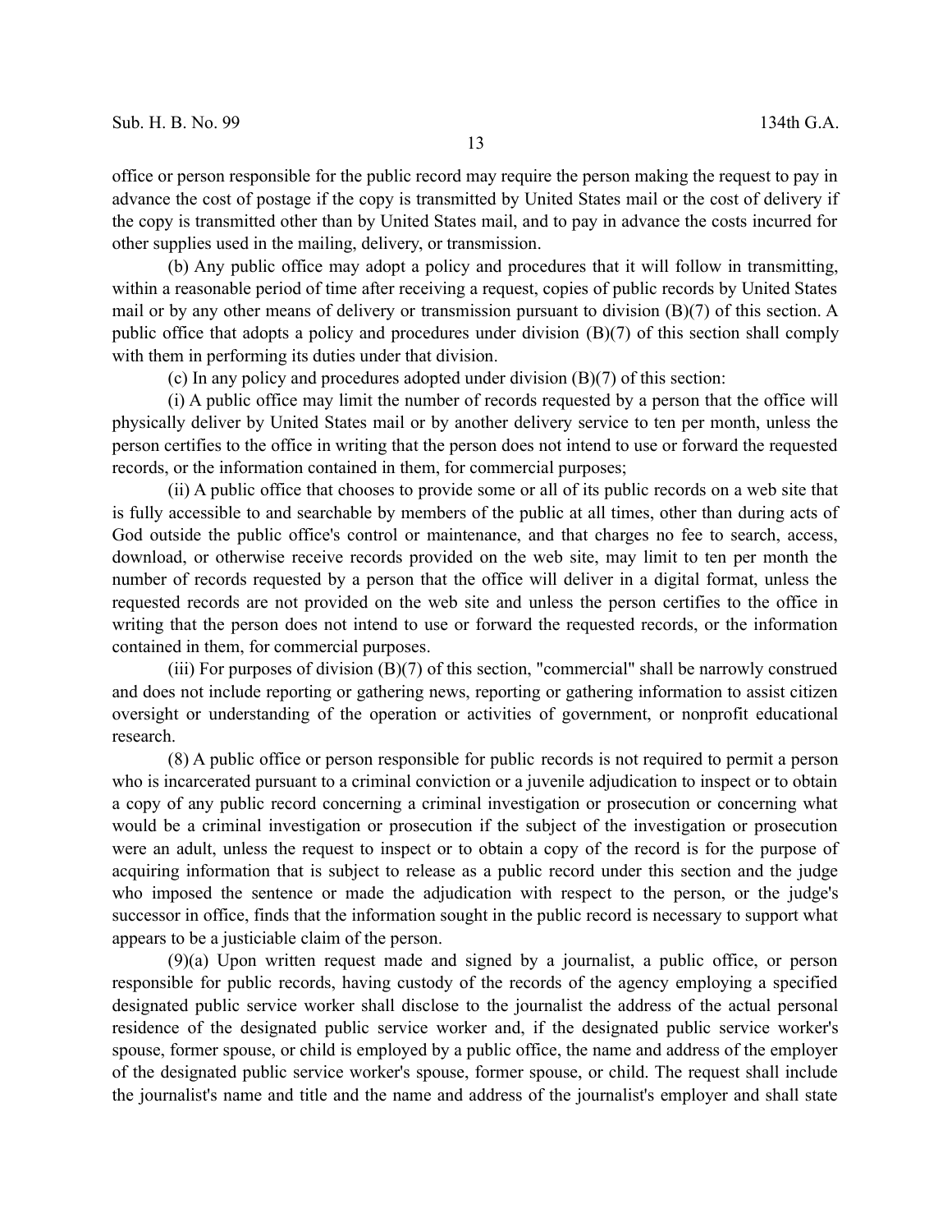office or person responsible for the public record may require the person making the request to pay in advance the cost of postage if the copy is transmitted by United States mail or the cost of delivery if the copy is transmitted other than by United States mail, and to pay in advance the costs incurred for other supplies used in the mailing, delivery, or transmission.

(b) Any public office may adopt a policy and procedures that it will follow in transmitting, within a reasonable period of time after receiving a request, copies of public records by United States mail or by any other means of delivery or transmission pursuant to division (B)(7) of this section. A public office that adopts a policy and procedures under division (B)(7) of this section shall comply with them in performing its duties under that division.

(c) In any policy and procedures adopted under division (B)(7) of this section:

(i) A public office may limit the number of records requested by a person that the office will physically deliver by United States mail or by another delivery service to ten per month, unless the person certifies to the office in writing that the person does not intend to use or forward the requested records, or the information contained in them, for commercial purposes;

(ii) A public office that chooses to provide some or all of its public records on a web site that is fully accessible to and searchable by members of the public at all times, other than during acts of God outside the public office's control or maintenance, and that charges no fee to search, access, download, or otherwise receive records provided on the web site, may limit to ten per month the number of records requested by a person that the office will deliver in a digital format, unless the requested records are not provided on the web site and unless the person certifies to the office in writing that the person does not intend to use or forward the requested records, or the information contained in them, for commercial purposes.

(iii) For purposes of division (B)(7) of this section, "commercial" shall be narrowly construed and does not include reporting or gathering news, reporting or gathering information to assist citizen oversight or understanding of the operation or activities of government, or nonprofit educational research.

(8) A public office or person responsible for public records is not required to permit a person who is incarcerated pursuant to a criminal conviction or a juvenile adjudication to inspect or to obtain a copy of any public record concerning a criminal investigation or prosecution or concerning what would be a criminal investigation or prosecution if the subject of the investigation or prosecution were an adult, unless the request to inspect or to obtain a copy of the record is for the purpose of acquiring information that is subject to release as a public record under this section and the judge who imposed the sentence or made the adjudication with respect to the person, or the judge's successor in office, finds that the information sought in the public record is necessary to support what appears to be a justiciable claim of the person.

(9)(a) Upon written request made and signed by a journalist, a public office, or person responsible for public records, having custody of the records of the agency employing a specified designated public service worker shall disclose to the journalist the address of the actual personal residence of the designated public service worker and, if the designated public service worker's spouse, former spouse, or child is employed by a public office, the name and address of the employer of the designated public service worker's spouse, former spouse, or child. The request shall include the journalist's name and title and the name and address of the journalist's employer and shall state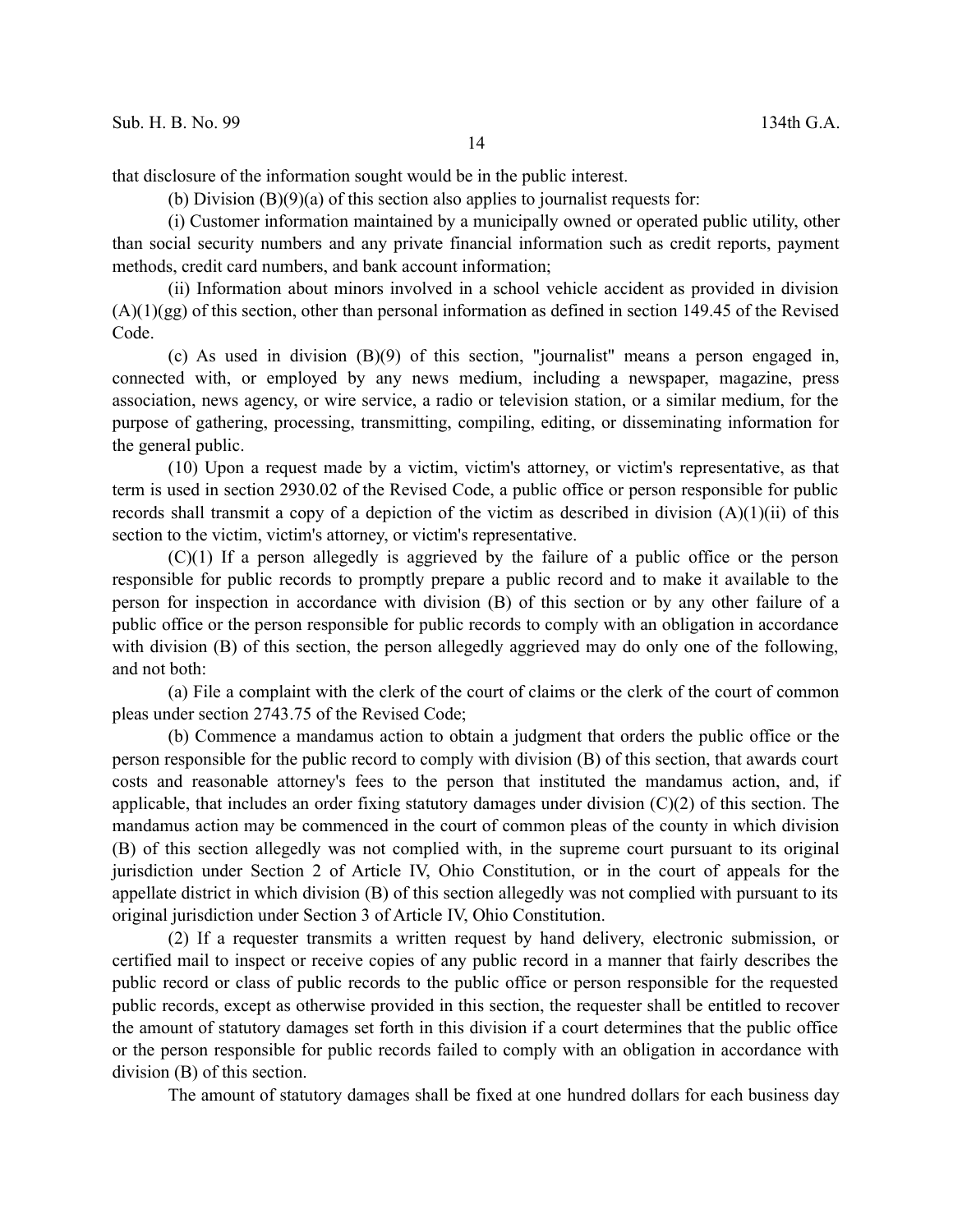that disclosure of the information sought would be in the public interest.

(b) Division (B)(9)(a) of this section also applies to journalist requests for:

(i) Customer information maintained by a municipally owned or operated public utility, other than social security numbers and any private financial information such as credit reports, payment methods, credit card numbers, and bank account information;

(ii) Information about minors involved in a school vehicle accident as provided in division (A)(1)(gg) of this section, other than personal information as defined in section 149.45 of the Revised Code.

(c) As used in division (B)(9) of this section, "journalist" means a person engaged in, connected with, or employed by any news medium, including a newspaper, magazine, press association, news agency, or wire service, a radio or television station, or a similar medium, for the purpose of gathering, processing, transmitting, compiling, editing, or disseminating information for the general public.

(10) Upon a request made by a victim, victim's attorney, or victim's representative, as that term is used in section 2930.02 of the Revised Code, a public office or person responsible for public records shall transmit a copy of a depiction of the victim as described in division (A)(1)(ii) of this section to the victim, victim's attorney, or victim's representative.

(C)(1) If a person allegedly is aggrieved by the failure of a public office or the person responsible for public records to promptly prepare a public record and to make it available to the person for inspection in accordance with division (B) of this section or by any other failure of a public office or the person responsible for public records to comply with an obligation in accordance with division (B) of this section, the person allegedly aggrieved may do only one of the following, and not both:

(a) File a complaint with the clerk of the court of claims or the clerk of the court of common pleas under section 2743.75 of the Revised Code;

(b) Commence a mandamus action to obtain a judgment that orders the public office or the person responsible for the public record to comply with division (B) of this section, that awards court costs and reasonable attorney's fees to the person that instituted the mandamus action, and, if applicable, that includes an order fixing statutory damages under division (C)(2) of this section. The mandamus action may be commenced in the court of common pleas of the county in which division (B) of this section allegedly was not complied with, in the supreme court pursuant to its original jurisdiction under Section 2 of Article IV, Ohio Constitution, or in the court of appeals for the appellate district in which division (B) of this section allegedly was not complied with pursuant to its original jurisdiction under Section 3 of Article IV, Ohio Constitution.

(2) If a requester transmits a written request by hand delivery, electronic submission, or certified mail to inspect or receive copies of any public record in a manner that fairly describes the public record or class of public records to the public office or person responsible for the requested public records, except as otherwise provided in this section, the requester shall be entitled to recover the amount of statutory damages set forth in this division if a court determines that the public office or the person responsible for public records failed to comply with an obligation in accordance with division (B) of this section.

The amount of statutory damages shall be fixed at one hundred dollars for each business day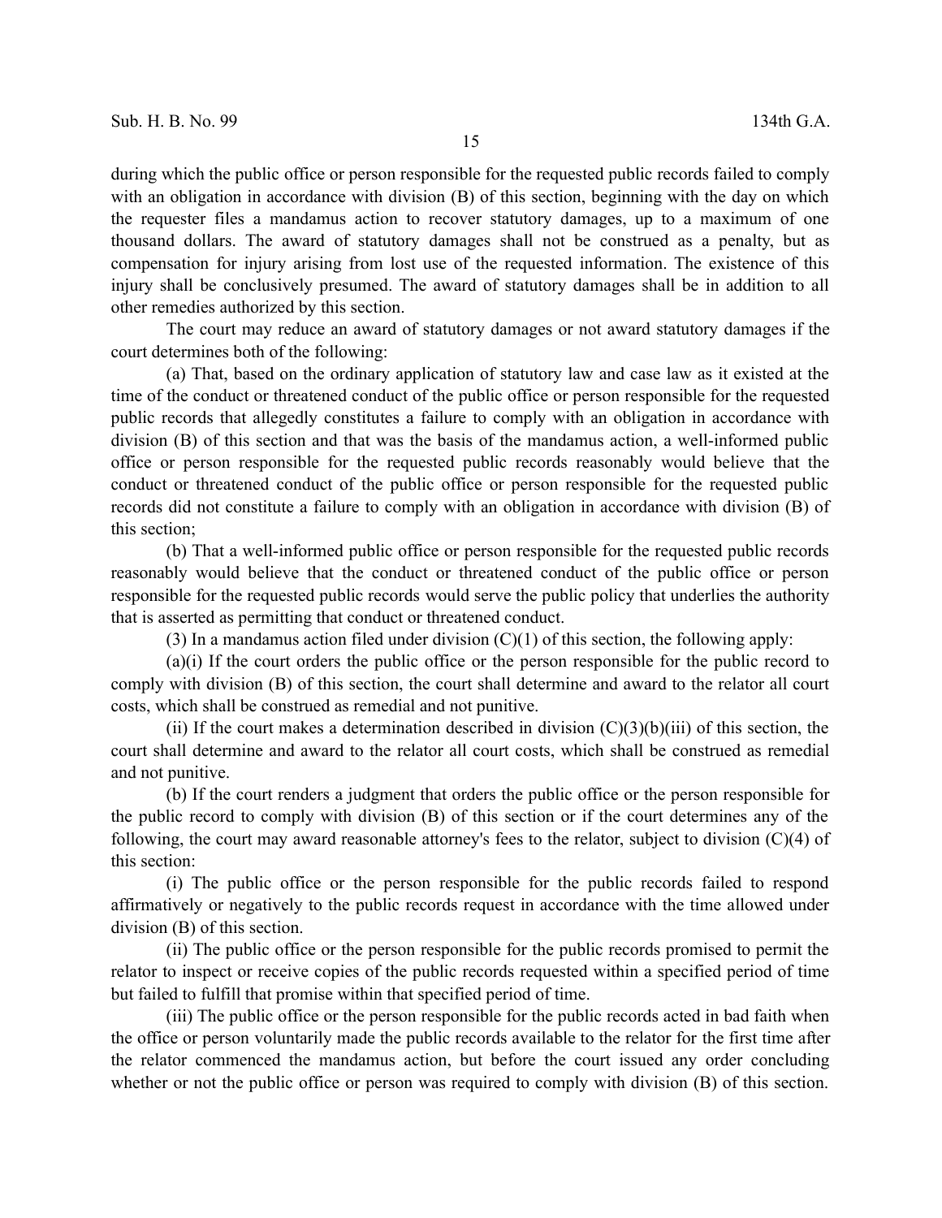during which the public office or person responsible for the requested public records failed to comply with an obligation in accordance with division (B) of this section, beginning with the day on which the requester files a mandamus action to recover statutory damages, up to a maximum of one thousand dollars. The award of statutory damages shall not be construed as a penalty, but as compensation for injury arising from lost use of the requested information. The existence of this injury shall be conclusively presumed. The award of statutory damages shall be in addition to all other remedies authorized by this section.

The court may reduce an award of statutory damages or not award statutory damages if the court determines both of the following:

(a) That, based on the ordinary application of statutory law and case law as it existed at the time of the conduct or threatened conduct of the public office or person responsible for the requested public records that allegedly constitutes a failure to comply with an obligation in accordance with division (B) of this section and that was the basis of the mandamus action, a well-informed public office or person responsible for the requested public records reasonably would believe that the conduct or threatened conduct of the public office or person responsible for the requested public records did not constitute a failure to comply with an obligation in accordance with division (B) of this section;

(b) That a well-informed public office or person responsible for the requested public records reasonably would believe that the conduct or threatened conduct of the public office or person responsible for the requested public records would serve the public policy that underlies the authority that is asserted as permitting that conduct or threatened conduct.

(3) In a mandamus action filed under division (C)(1) of this section, the following apply:

(a)(i) If the court orders the public office or the person responsible for the public record to comply with division (B) of this section, the court shall determine and award to the relator all court costs, which shall be construed as remedial and not punitive.

(ii) If the court makes a determination described in division (C)(3)(b)(iii) of this section, the court shall determine and award to the relator all court costs, which shall be construed as remedial and not punitive.

(b) If the court renders a judgment that orders the public office or the person responsible for the public record to comply with division (B) of this section or if the court determines any of the following, the court may award reasonable attorney's fees to the relator, subject to division (C)(4) of this section:

(i) The public office or the person responsible for the public records failed to respond affirmatively or negatively to the public records request in accordance with the time allowed under division (B) of this section.

(ii) The public office or the person responsible for the public records promised to permit the relator to inspect or receive copies of the public records requested within a specified period of time but failed to fulfill that promise within that specified period of time.

(iii) The public office or the person responsible for the public records acted in bad faith when the office or person voluntarily made the public records available to the relator for the first time after the relator commenced the mandamus action, but before the court issued any order concluding whether or not the public office or person was required to comply with division (B) of this section.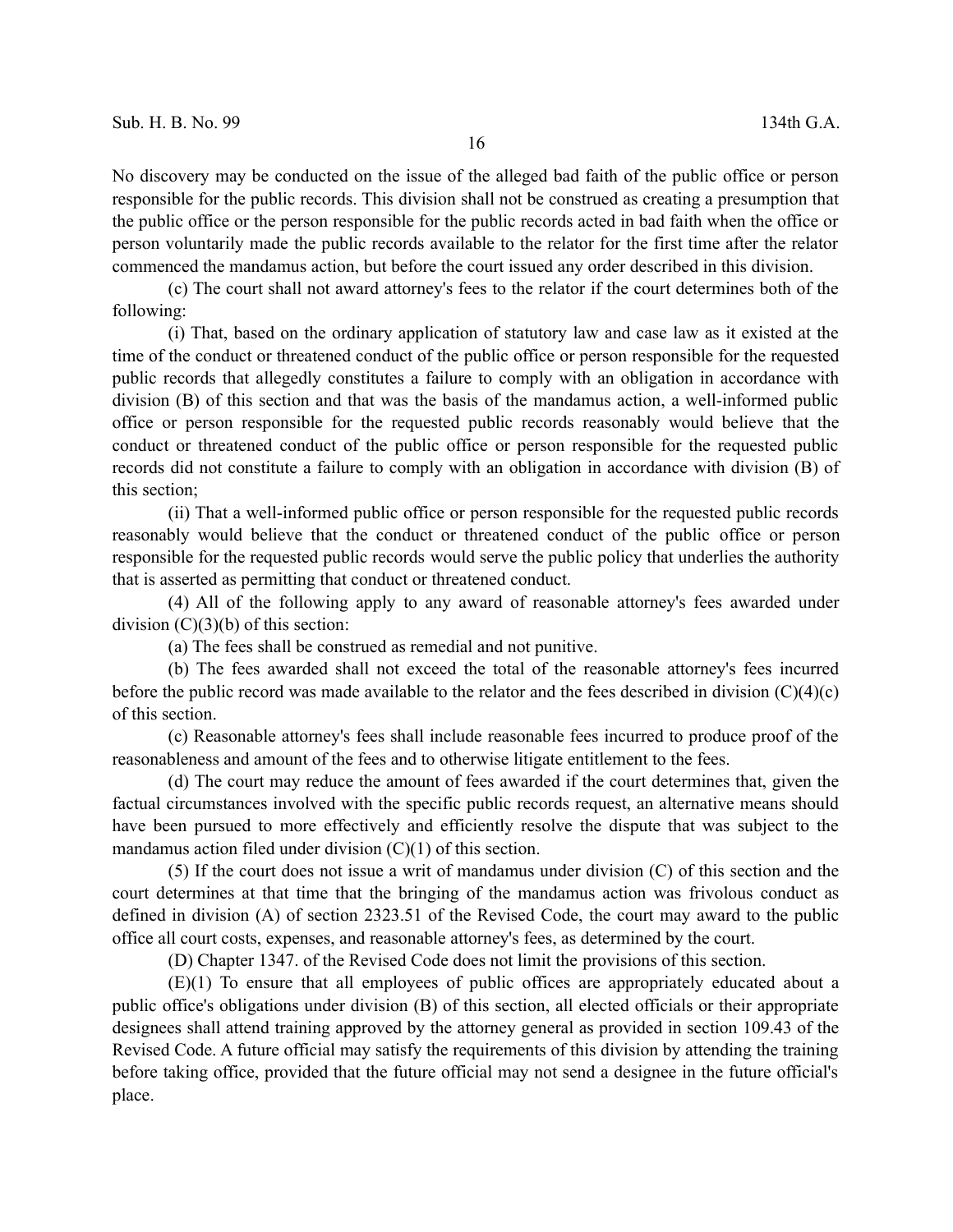No discovery may be conducted on the issue of the alleged bad faith of the public office or person responsible for the public records. This division shall not be construed as creating a presumption that the public office or the person responsible for the public records acted in bad faith when the office or person voluntarily made the public records available to the relator for the first time after the relator commenced the mandamus action, but before the court issued any order described in this division.

(c) The court shall not award attorney's fees to the relator if the court determines both of the following:

(i) That, based on the ordinary application of statutory law and case law as it existed at the time of the conduct or threatened conduct of the public office or person responsible for the requested public records that allegedly constitutes a failure to comply with an obligation in accordance with division (B) of this section and that was the basis of the mandamus action, a well-informed public office or person responsible for the requested public records reasonably would believe that the conduct or threatened conduct of the public office or person responsible for the requested public records did not constitute a failure to comply with an obligation in accordance with division (B) of this section;

(ii) That a well-informed public office or person responsible for the requested public records reasonably would believe that the conduct or threatened conduct of the public office or person responsible for the requested public records would serve the public policy that underlies the authority that is asserted as permitting that conduct or threatened conduct.

(4) All of the following apply to any award of reasonable attorney's fees awarded under division (C)(3)(b) of this section:

(a) The fees shall be construed as remedial and not punitive.

(b) The fees awarded shall not exceed the total of the reasonable attorney's fees incurred before the public record was made available to the relator and the fees described in division (C)(4)(c) of this section.

(c) Reasonable attorney's fees shall include reasonable fees incurred to produce proof of the reasonableness and amount of the fees and to otherwise litigate entitlement to the fees.

(d) The court may reduce the amount of fees awarded if the court determines that, given the factual circumstances involved with the specific public records request, an alternative means should have been pursued to more effectively and efficiently resolve the dispute that was subject to the mandamus action filed under division (C)(1) of this section.

(5) If the court does not issue a writ of mandamus under division (C) of this section and the court determines at that time that the bringing of the mandamus action was frivolous conduct as defined in division (A) of section 2323.51 of the Revised Code, the court may award to the public office all court costs, expenses, and reasonable attorney's fees, as determined by the court.

(D) Chapter 1347. of the Revised Code does not limit the provisions of this section.

(E)(1) To ensure that all employees of public offices are appropriately educated about a public office's obligations under division (B) of this section, all elected officials or their appropriate designees shall attend training approved by the attorney general as provided in section 109.43 of the Revised Code. A future official may satisfy the requirements of this division by attending the training before taking office, provided that the future official may not send a designee in the future official's place.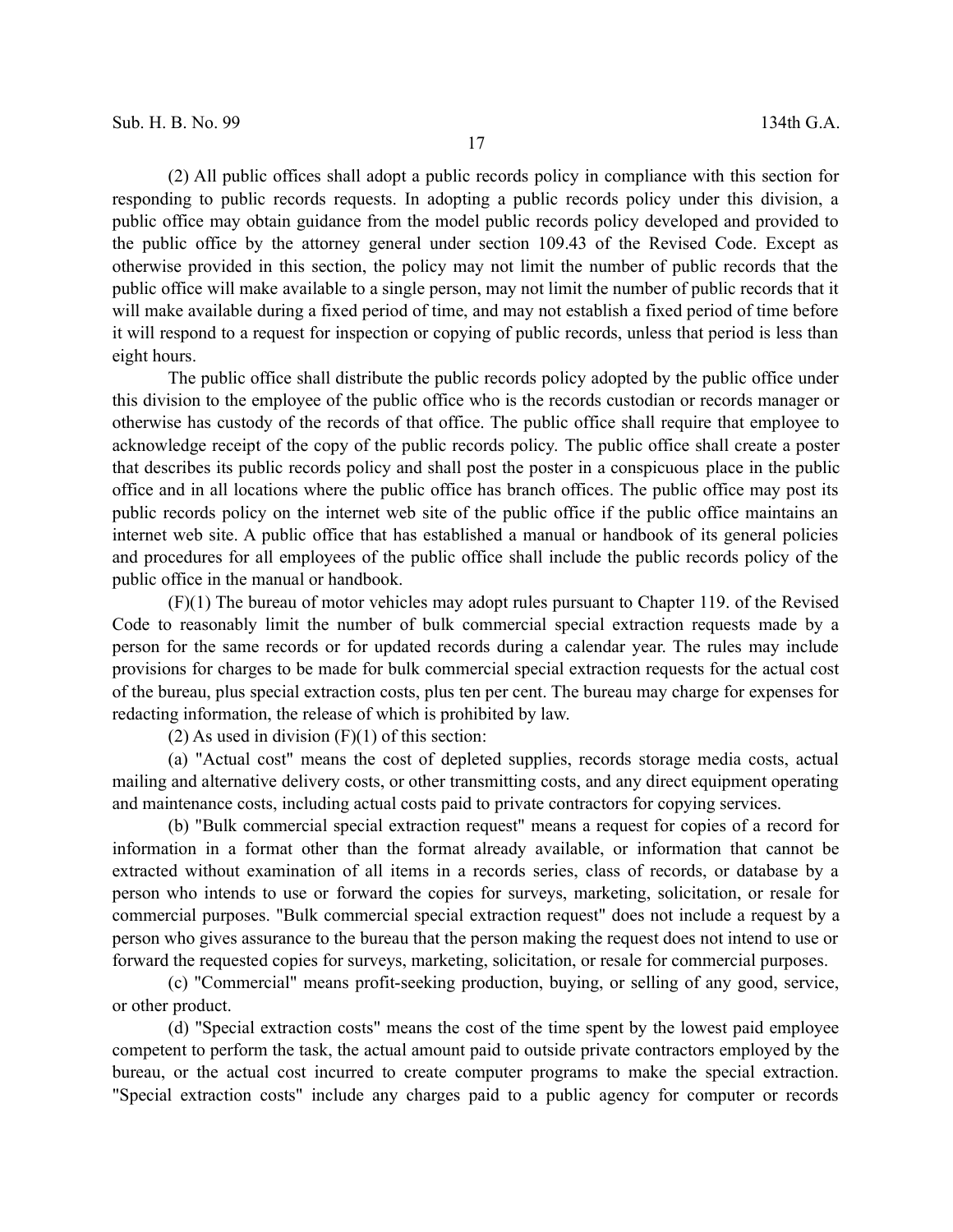(2) All public offices shall adopt a public records policy in compliance with this section for responding to public records requests. In adopting a public records policy under this division, a public office may obtain guidance from the model public records policy developed and provided to the public office by the attorney general under section 109.43 of the Revised Code. Except as otherwise provided in this section, the policy may not limit the number of public records that the public office will make available to a single person, may not limit the number of public records that it will make available during a fixed period of time, and may not establish a fixed period of time before it will respond to a request for inspection or copying of public records, unless that period is less than eight hours.

The public office shall distribute the public records policy adopted by the public office under this division to the employee of the public office who is the records custodian or records manager or otherwise has custody of the records of that office. The public office shall require that employee to acknowledge receipt of the copy of the public records policy. The public office shall create a poster that describes its public records policy and shall post the poster in a conspicuous place in the public office and in all locations where the public office has branch offices. The public office may post its public records policy on the internet web site of the public office if the public office maintains an internet web site. A public office that has established a manual or handbook of its general policies and procedures for all employees of the public office shall include the public records policy of the public office in the manual or handbook.

(F)(1) The bureau of motor vehicles may adopt rules pursuant to Chapter 119. of the Revised Code to reasonably limit the number of bulk commercial special extraction requests made by a person for the same records or for updated records during a calendar year. The rules may include provisions for charges to be made for bulk commercial special extraction requests for the actual cost of the bureau, plus special extraction costs, plus ten per cent. The bureau may charge for expenses for redacting information, the release of which is prohibited by law.

(2) As used in division (F)(1) of this section:

(a) "Actual cost" means the cost of depleted supplies, records storage media costs, actual mailing and alternative delivery costs, or other transmitting costs, and any direct equipment operating and maintenance costs, including actual costs paid to private contractors for copying services.

(b) "Bulk commercial special extraction request" means a request for copies of a record for information in a format other than the format already available, or information that cannot be extracted without examination of all items in a records series, class of records, or database by a person who intends to use or forward the copies for surveys, marketing, solicitation, or resale for commercial purposes. "Bulk commercial special extraction request" does not include a request by a person who gives assurance to the bureau that the person making the request does not intend to use or forward the requested copies for surveys, marketing, solicitation, or resale for commercial purposes.

(c) "Commercial" means profit-seeking production, buying, or selling of any good, service, or other product.

(d) "Special extraction costs" means the cost of the time spent by the lowest paid employee competent to perform the task, the actual amount paid to outside private contractors employed by the bureau, or the actual cost incurred to create computer programs to make the special extraction. "Special extraction costs" include any charges paid to a public agency for computer or records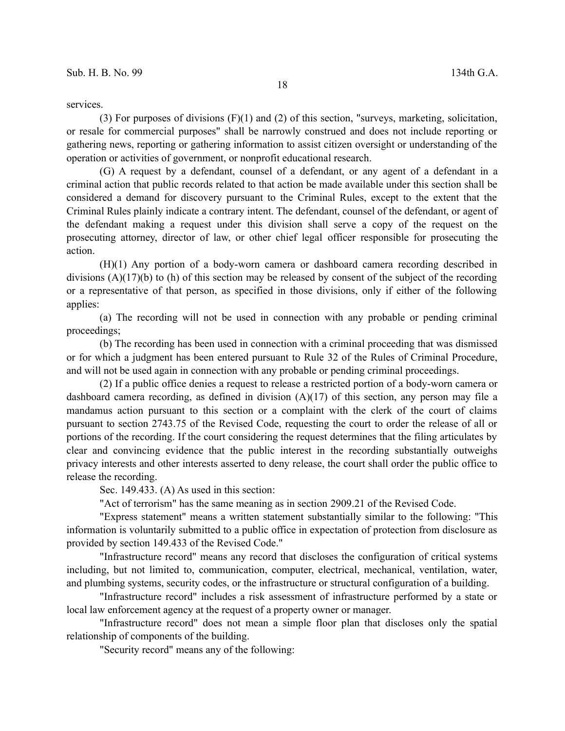services.

(3) For purposes of divisions (F)(1) and (2) of this section, "surveys, marketing, solicitation, or resale for commercial purposes" shall be narrowly construed and does not include reporting or gathering news, reporting or gathering information to assist citizen oversight or understanding of the operation or activities of government, or nonprofit educational research.

(G) A request by a defendant, counsel of a defendant, or any agent of a defendant in a criminal action that public records related to that action be made available under this section shall be considered a demand for discovery pursuant to the Criminal Rules, except to the extent that the Criminal Rules plainly indicate a contrary intent. The defendant, counsel of the defendant, or agent of the defendant making a request under this division shall serve a copy of the request on the prosecuting attorney, director of law, or other chief legal officer responsible for prosecuting the action.

(H)(1) Any portion of a body-worn camera or dashboard camera recording described in divisions (A)(17)(b) to (h) of this section may be released by consent of the subject of the recording or a representative of that person, as specified in those divisions, only if either of the following applies:

(a) The recording will not be used in connection with any probable or pending criminal proceedings;

(b) The recording has been used in connection with a criminal proceeding that was dismissed or for which a judgment has been entered pursuant to Rule 32 of the Rules of Criminal Procedure, and will not be used again in connection with any probable or pending criminal proceedings.

(2) If a public office denies a request to release a restricted portion of a body-worn camera or dashboard camera recording, as defined in division (A)(17) of this section, any person may file a mandamus action pursuant to this section or a complaint with the clerk of the court of claims pursuant to section 2743.75 of the Revised Code, requesting the court to order the release of all or portions of the recording. If the court considering the request determines that the filing articulates by clear and convincing evidence that the public interest in the recording substantially outweighs privacy interests and other interests asserted to deny release, the court shall order the public office to release the recording.

Sec. 149.433. (A) As used in this section:

"Act of terrorism" has the same meaning as in section 2909.21 of the Revised Code.

"Express statement" means a written statement substantially similar to the following: "This information is voluntarily submitted to a public office in expectation of protection from disclosure as provided by section 149.433 of the Revised Code."

"Infrastructure record" means any record that discloses the configuration of critical systems including, but not limited to, communication, computer, electrical, mechanical, ventilation, water, and plumbing systems, security codes, or the infrastructure or structural configuration of a building.

"Infrastructure record" includes a risk assessment of infrastructure performed by a state or local law enforcement agency at the request of a property owner or manager.

"Infrastructure record" does not mean a simple floor plan that discloses only the spatial relationship of components of the building.

"Security record" means any of the following: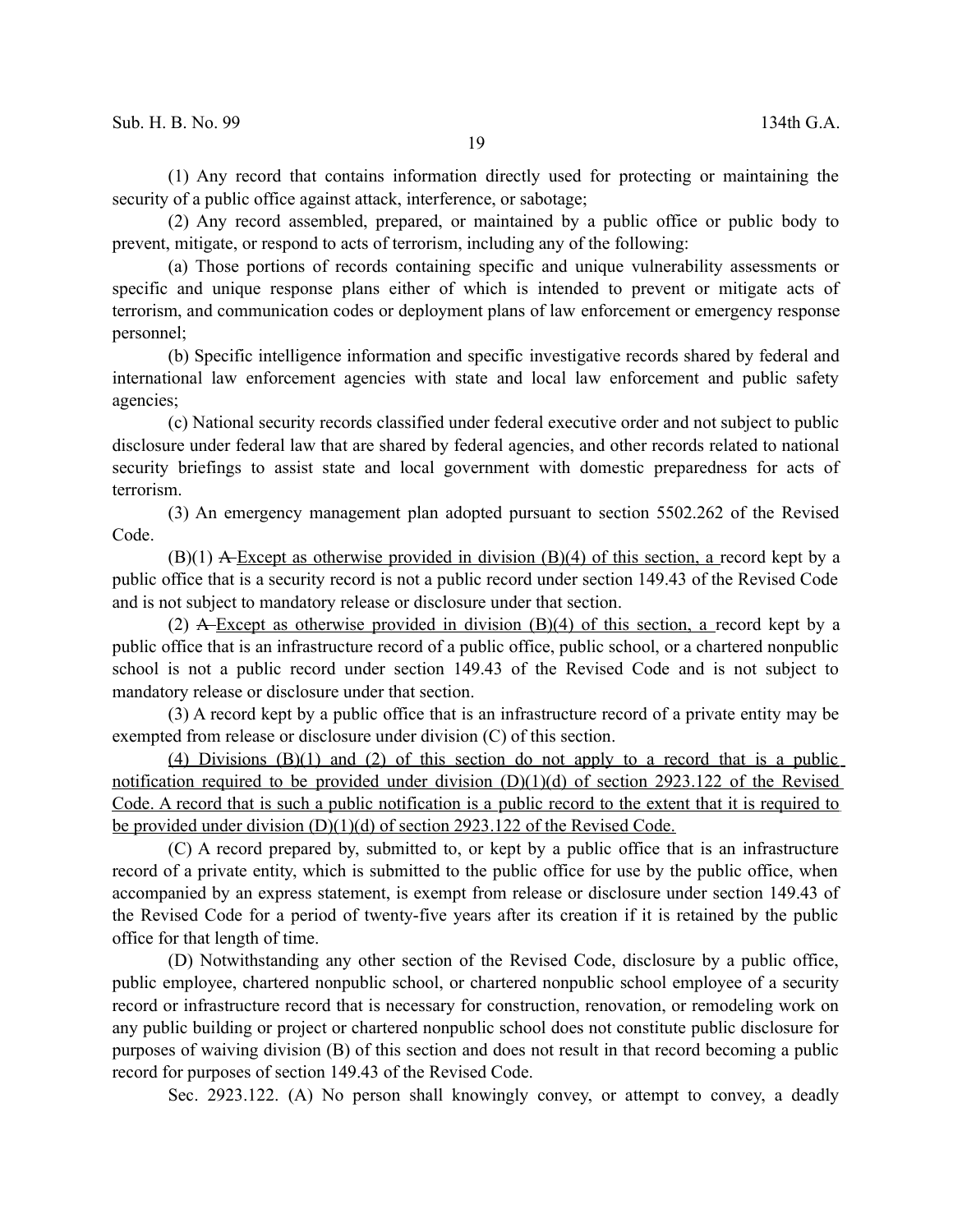(1) Any record that contains information directly used for protecting or maintaining the security of a public office against attack, interference, or sabotage;

(2) Any record assembled, prepared, or maintained by a public office or public body to prevent, mitigate, or respond to acts of terrorism, including any of the following:

(a) Those portions of records containing specific and unique vulnerability assessments or specific and unique response plans either of which is intended to prevent or mitigate acts of terrorism, and communication codes or deployment plans of law enforcement or emergency response personnel;

(b) Specific intelligence information and specific investigative records shared by federal and international law enforcement agencies with state and local law enforcement and public safety agencies;

(c) National security records classified under federal executive order and not subject to public disclosure under federal law that are shared by federal agencies, and other records related to national security briefings to assist state and local government with domestic preparedness for acts of terrorism.

(3) An emergency management plan adopted pursuant to section 5502.262 of the Revised Code.

(B)(1) ~~A~~ <u>Except as otherwise provided in division (B)(4) of this section, a</u> record kept by a public office that is a security record is not a public record under section 149.43 of the Revised Code and is not subject to mandatory release or disclosure under that section.

(2) ~~A~~ <u>Except as otherwise provided in division (B)(4) of this section, a</u> record kept by a public office that is an infrastructure record of a public office, public school, or a chartered nonpublic school is not a public record under section 149.43 of the Revised Code and is not subject to mandatory release or disclosure under that section.

(3) A record kept by a public office that is an infrastructure record of a private entity may be exempted from release or disclosure under division (C) of this section.

<u>(4) Divisions (B)(1) and (2) of this section do not apply to a record that is a public notification required to be provided under division (D)(1)(d) of section 2923.122 of the Revised Code. A record that is such a public notification is a public record to the extent that it is required to be provided under division (D)(1)(d) of section 2923.122 of the Revised Code.</u>

(C) A record prepared by, submitted to, or kept by a public office that is an infrastructure record of a private entity, which is submitted to the public office for use by the public office, when accompanied by an express statement, is exempt from release or disclosure under section 149.43 of the Revised Code for a period of twenty-five years after its creation if it is retained by the public office for that length of time.

(D) Notwithstanding any other section of the Revised Code, disclosure by a public office, public employee, chartered nonpublic school, or chartered nonpublic school employee of a security record or infrastructure record that is necessary for construction, renovation, or remodeling work on any public building or project or chartered nonpublic school does not constitute public disclosure for purposes of waiving division (B) of this section and does not result in that record becoming a public record for purposes of section 149.43 of the Revised Code.

Sec. 2923.122. (A) No person shall knowingly convey, or attempt to convey, a deadly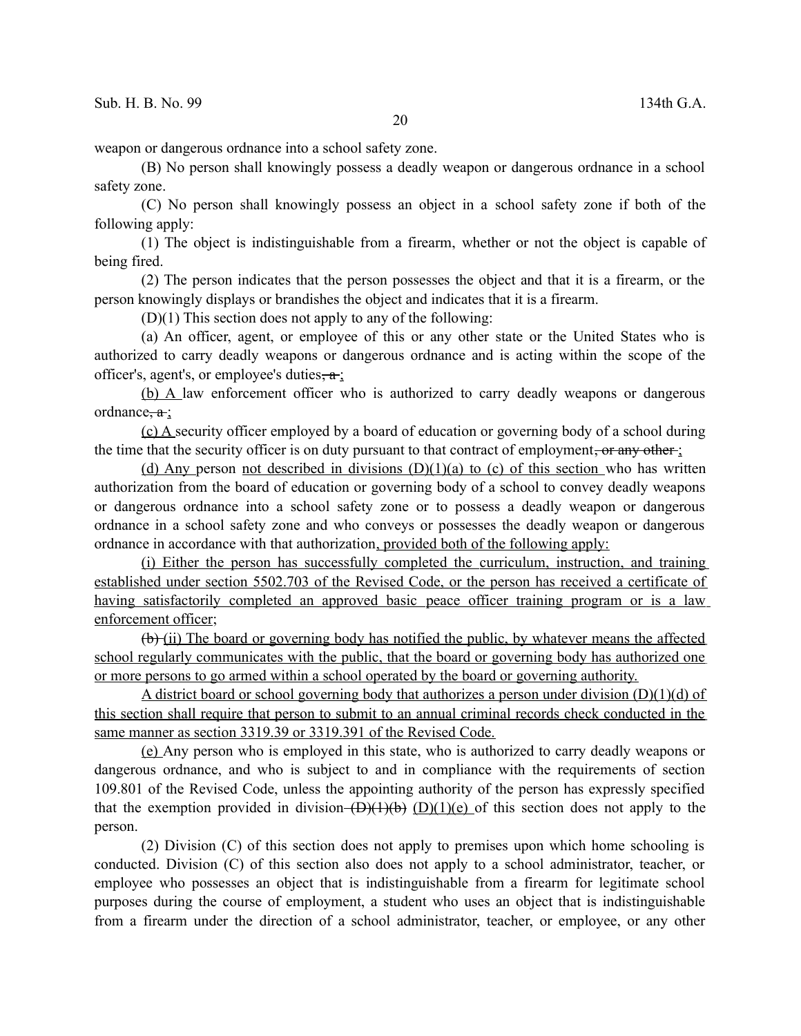weapon or dangerous ordnance into a school safety zone.

(B) No person shall knowingly possess a deadly weapon or dangerous ordnance in a school safety zone.

(C) No person shall knowingly possess an object in a school safety zone if both of the following apply:

(1) The object is indistinguishable from a firearm, whether or not the object is capable of being fired.

(2) The person indicates that the person possesses the object and that it is a firearm, or the person knowingly displays or brandishes the object and indicates that it is a firearm.

(D)(1) This section does not apply to any of the following:

(a) An officer, agent, or employee of this or any other state or the United States who is authorized to carry deadly weapons or dangerous ordnance and is acting within the scope of the officer's, agent's, or employee's duties~~, a~~ ;

(b) A law enforcement officer who is authorized to carry deadly weapons or dangerous ordnance~~, a~~ ;

(c) A security officer employed by a board of education or governing body of a school during the time that the security officer is on duty pursuant to that contract of employment~~, or any other~~ ;

(d) Any person not described in divisions (D)(1)(a) to (c) of this section who has written authorization from the board of education or governing body of a school to convey deadly weapons or dangerous ordnance into a school safety zone or to possess a deadly weapon or dangerous ordnance in a school safety zone and who conveys or possesses the deadly weapon or dangerous ordnance in accordance with that authorization, provided both of the following apply:

(i) Either the person has successfully completed the curriculum, instruction, and training established under section 5502.703 of the Revised Code, or the person has received a certificate of having satisfactorily completed an approved basic peace officer training program or is a law enforcement officer;

~~(b)~~ (ii) The board or governing body has notified the public, by whatever means the affected school regularly communicates with the public, that the board or governing body has authorized one or more persons to go armed within a school operated by the board or governing authority.

A district board or school governing body that authorizes a person under division (D)(1)(d) of this section shall require that person to submit to an annual criminal records check conducted in the same manner as section 3319.39 or 3319.391 of the Revised Code.

(e) Any person who is employed in this state, who is authorized to carry deadly weapons or dangerous ordnance, and who is subject to and in compliance with the requirements of section 109.801 of the Revised Code, unless the appointing authority of the person has expressly specified that the exemption provided in division ~~(D)(1)(b)~~ (D)(1)(e) of this section does not apply to the person.

(2) Division (C) of this section does not apply to premises upon which home schooling is conducted. Division (C) of this section also does not apply to a school administrator, teacher, or employee who possesses an object that is indistinguishable from a firearm for legitimate school purposes during the course of employment, a student who uses an object that is indistinguishable from a firearm under the direction of a school administrator, teacher, or employee, or any other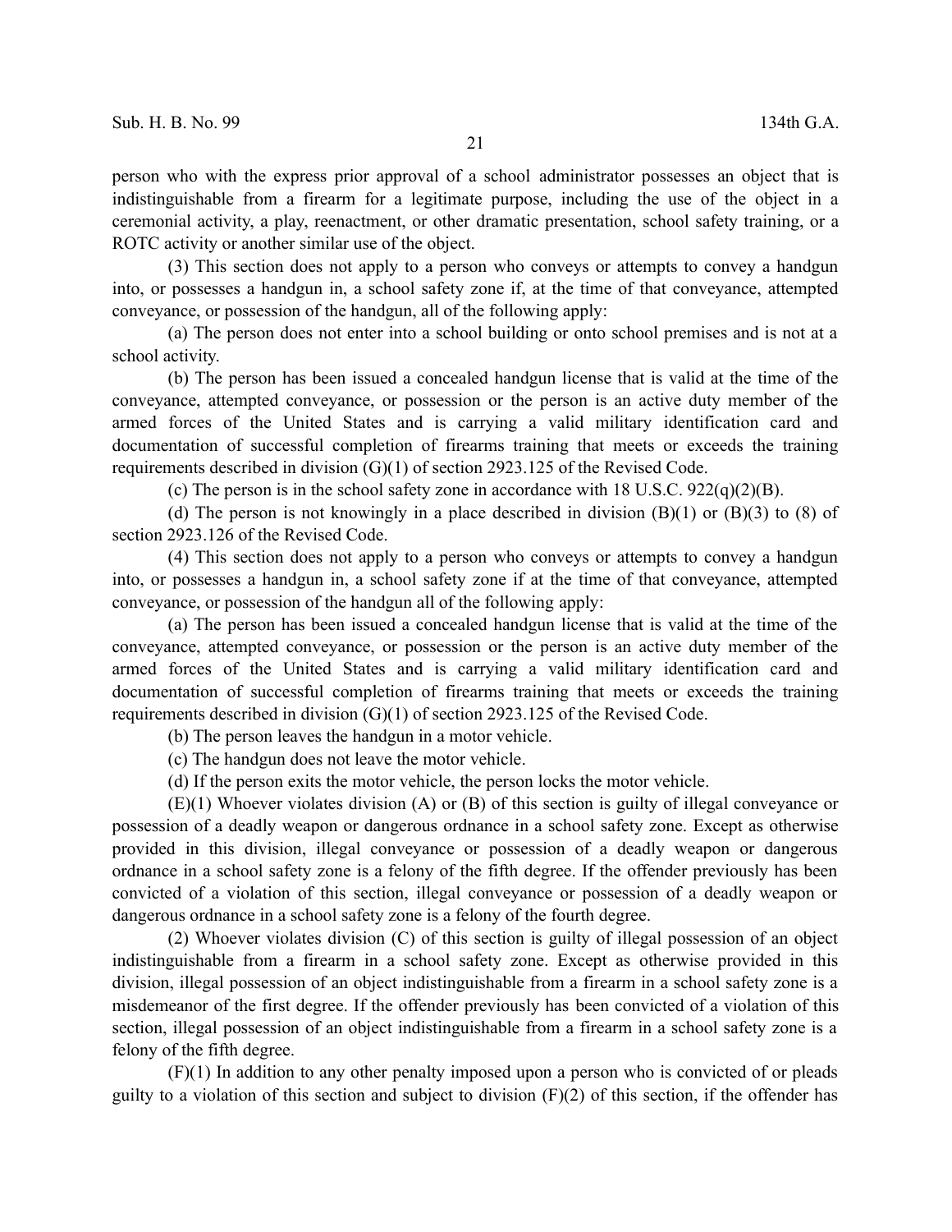person who with the express prior approval of a school administrator possesses an object that is indistinguishable from a firearm for a legitimate purpose, including the use of the object in a ceremonial activity, a play, reenactment, or other dramatic presentation, school safety training, or a ROTC activity or another similar use of the object.

(3) This section does not apply to a person who conveys or attempts to convey a handgun into, or possesses a handgun in, a school safety zone if, at the time of that conveyance, attempted conveyance, or possession of the handgun, all of the following apply:

(a) The person does not enter into a school building or onto school premises and is not at a school activity.

(b) The person has been issued a concealed handgun license that is valid at the time of the conveyance, attempted conveyance, or possession or the person is an active duty member of the armed forces of the United States and is carrying a valid military identification card and documentation of successful completion of firearms training that meets or exceeds the training requirements described in division (G)(1) of section 2923.125 of the Revised Code.

(c) The person is in the school safety zone in accordance with 18 U.S.C. 922(q)(2)(B).

(d) The person is not knowingly in a place described in division (B)(1) or (B)(3) to (8) of section 2923.126 of the Revised Code.

(4) This section does not apply to a person who conveys or attempts to convey a handgun into, or possesses a handgun in, a school safety zone if at the time of that conveyance, attempted conveyance, or possession of the handgun all of the following apply:

(a) The person has been issued a concealed handgun license that is valid at the time of the conveyance, attempted conveyance, or possession or the person is an active duty member of the armed forces of the United States and is carrying a valid military identification card and documentation of successful completion of firearms training that meets or exceeds the training requirements described in division (G)(1) of section 2923.125 of the Revised Code.

(b) The person leaves the handgun in a motor vehicle.

(c) The handgun does not leave the motor vehicle.

(d) If the person exits the motor vehicle, the person locks the motor vehicle.

(E)(1) Whoever violates division (A) or (B) of this section is guilty of illegal conveyance or possession of a deadly weapon or dangerous ordnance in a school safety zone. Except as otherwise provided in this division, illegal conveyance or possession of a deadly weapon or dangerous ordnance in a school safety zone is a felony of the fifth degree. If the offender previously has been convicted of a violation of this section, illegal conveyance or possession of a deadly weapon or dangerous ordnance in a school safety zone is a felony of the fourth degree.

(2) Whoever violates division (C) of this section is guilty of illegal possession of an object indistinguishable from a firearm in a school safety zone. Except as otherwise provided in this division, illegal possession of an object indistinguishable from a firearm in a school safety zone is a misdemeanor of the first degree. If the offender previously has been convicted of a violation of this section, illegal possession of an object indistinguishable from a firearm in a school safety zone is a felony of the fifth degree.

(F)(1) In addition to any other penalty imposed upon a person who is convicted of or pleads guilty to a violation of this section and subject to division (F)(2) of this section, if the offender has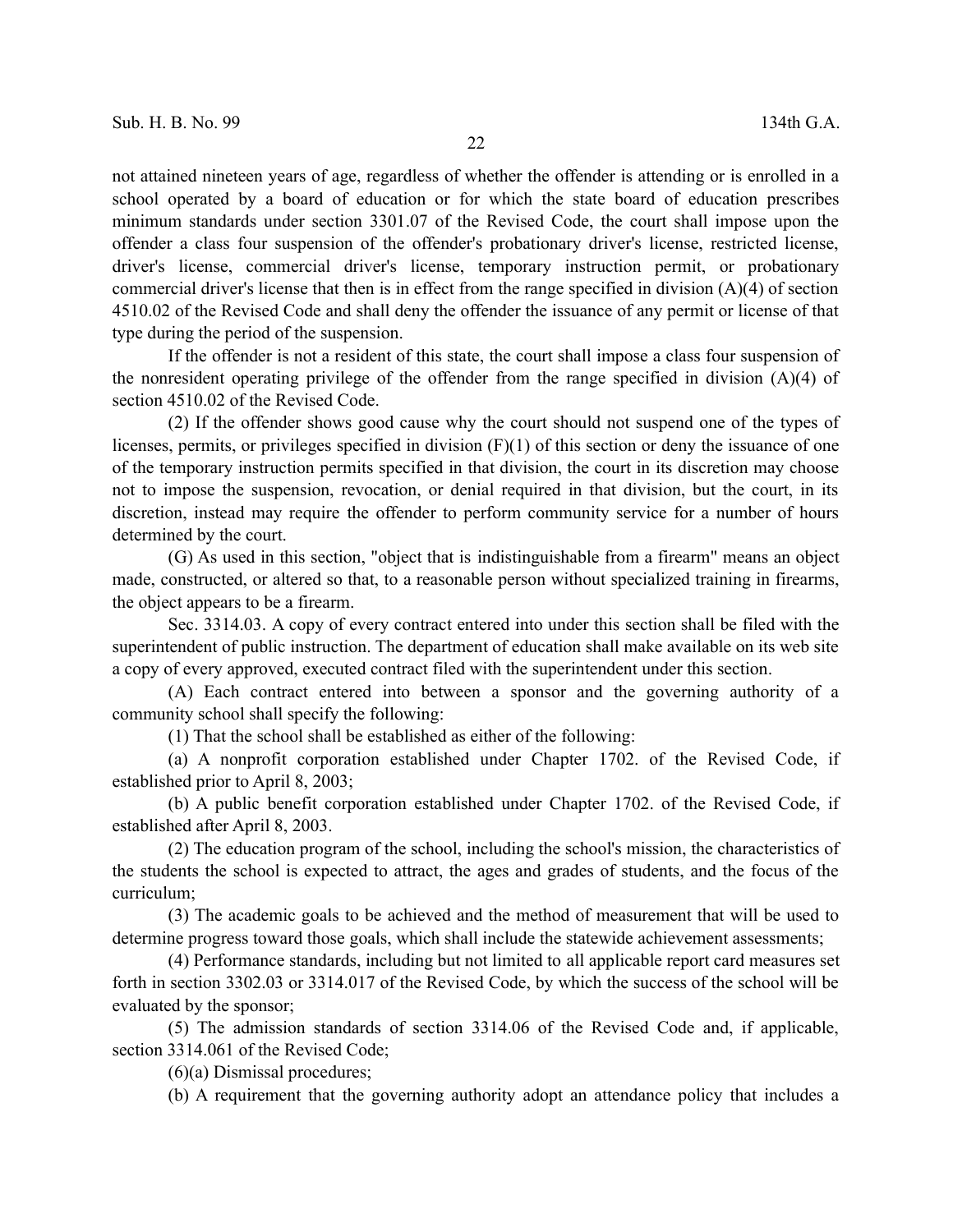not attained nineteen years of age, regardless of whether the offender is attending or is enrolled in a school operated by a board of education or for which the state board of education prescribes minimum standards under section 3301.07 of the Revised Code, the court shall impose upon the offender a class four suspension of the offender's probationary driver's license, restricted license, driver's license, commercial driver's license, temporary instruction permit, or probationary commercial driver's license that then is in effect from the range specified in division (A)(4) of section 4510.02 of the Revised Code and shall deny the offender the issuance of any permit or license of that type during the period of the suspension.

If the offender is not a resident of this state, the court shall impose a class four suspension of the nonresident operating privilege of the offender from the range specified in division (A)(4) of section 4510.02 of the Revised Code.

(2) If the offender shows good cause why the court should not suspend one of the types of licenses, permits, or privileges specified in division (F)(1) of this section or deny the issuance of one of the temporary instruction permits specified in that division, the court in its discretion may choose not to impose the suspension, revocation, or denial required in that division, but the court, in its discretion, instead may require the offender to perform community service for a number of hours determined by the court.

(G) As used in this section, "object that is indistinguishable from a firearm" means an object made, constructed, or altered so that, to a reasonable person without specialized training in firearms, the object appears to be a firearm.

Sec. 3314.03. A copy of every contract entered into under this section shall be filed with the superintendent of public instruction. The department of education shall make available on its web site a copy of every approved, executed contract filed with the superintendent under this section.

(A) Each contract entered into between a sponsor and the governing authority of a community school shall specify the following:

(1) That the school shall be established as either of the following:

(a) A nonprofit corporation established under Chapter 1702. of the Revised Code, if established prior to April 8, 2003;

(b) A public benefit corporation established under Chapter 1702. of the Revised Code, if established after April 8, 2003.

(2) The education program of the school, including the school's mission, the characteristics of the students the school is expected to attract, the ages and grades of students, and the focus of the curriculum;

(3) The academic goals to be achieved and the method of measurement that will be used to determine progress toward those goals, which shall include the statewide achievement assessments;

(4) Performance standards, including but not limited to all applicable report card measures set forth in section 3302.03 or 3314.017 of the Revised Code, by which the success of the school will be evaluated by the sponsor;

(5) The admission standards of section 3314.06 of the Revised Code and, if applicable, section 3314.061 of the Revised Code;

(6)(a) Dismissal procedures;

(b) A requirement that the governing authority adopt an attendance policy that includes a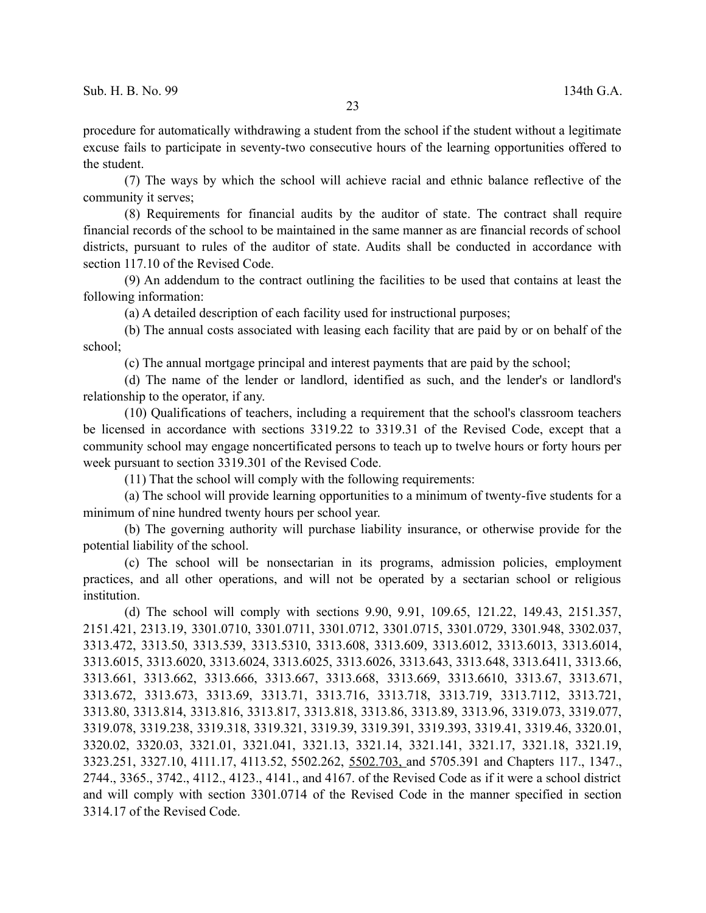procedure for automatically withdrawing a student from the school if the student without a legitimate excuse fails to participate in seventy-two consecutive hours of the learning opportunities offered to the student.

(7) The ways by which the school will achieve racial and ethnic balance reflective of the community it serves;

(8) Requirements for financial audits by the auditor of state. The contract shall require financial records of the school to be maintained in the same manner as are financial records of school districts, pursuant to rules of the auditor of state. Audits shall be conducted in accordance with section 117.10 of the Revised Code.

(9) An addendum to the contract outlining the facilities to be used that contains at least the following information:

(a) A detailed description of each facility used for instructional purposes;

(b) The annual costs associated with leasing each facility that are paid by or on behalf of the school;

(c) The annual mortgage principal and interest payments that are paid by the school;

(d) The name of the lender or landlord, identified as such, and the lender's or landlord's relationship to the operator, if any.

(10) Qualifications of teachers, including a requirement that the school's classroom teachers be licensed in accordance with sections 3319.22 to 3319.31 of the Revised Code, except that a community school may engage noncertificated persons to teach up to twelve hours or forty hours per week pursuant to section 3319.301 of the Revised Code.

(11) That the school will comply with the following requirements:

(a) The school will provide learning opportunities to a minimum of twenty-five students for a minimum of nine hundred twenty hours per school year.

(b) The governing authority will purchase liability insurance, or otherwise provide for the potential liability of the school.

(c) The school will be nonsectarian in its programs, admission policies, employment practices, and all other operations, and will not be operated by a sectarian school or religious institution.

(d) The school will comply with sections 9.90, 9.91, 109.65, 121.22, 149.43, 2151.357, 2151.421, 2313.19, 3301.0710, 3301.0711, 3301.0712, 3301.0715, 3301.0729, 3301.948, 3302.037, 3313.472, 3313.50, 3313.539, 3313.5310, 3313.608, 3313.609, 3313.6012, 3313.6013, 3313.6014, 3313.6015, 3313.6020, 3313.6024, 3313.6025, 3313.6026, 3313.643, 3313.648, 3313.6411, 3313.66, 3313.661, 3313.662, 3313.666, 3313.667, 3313.668, 3313.669, 3313.6610, 3313.67, 3313.671, 3313.672, 3313.673, 3313.69, 3313.71, 3313.716, 3313.718, 3313.719, 3313.7112, 3313.721, 3313.80, 3313.814, 3313.816, 3313.817, 3313.818, 3313.86, 3313.89, 3313.96, 3319.073, 3319.077, 3319.078, 3319.238, 3319.318, 3319.321, 3319.39, 3319.391, 3319.393, 3319.41, 3319.46, 3320.01, 3320.02, 3320.03, 3321.01, 3321.041, 3321.13, 3321.14, 3321.141, 3321.17, 3321.18, 3321.19, 3323.251, 3327.10, 4111.17, 4113.52, 5502.262, 5502.703, and 5705.391 and Chapters 117., 1347., 2744., 3365., 3742., 4112., 4123., 4141., and 4167. of the Revised Code as if it were a school district and will comply with section 3301.0714 of the Revised Code in the manner specified in section 3314.17 of the Revised Code.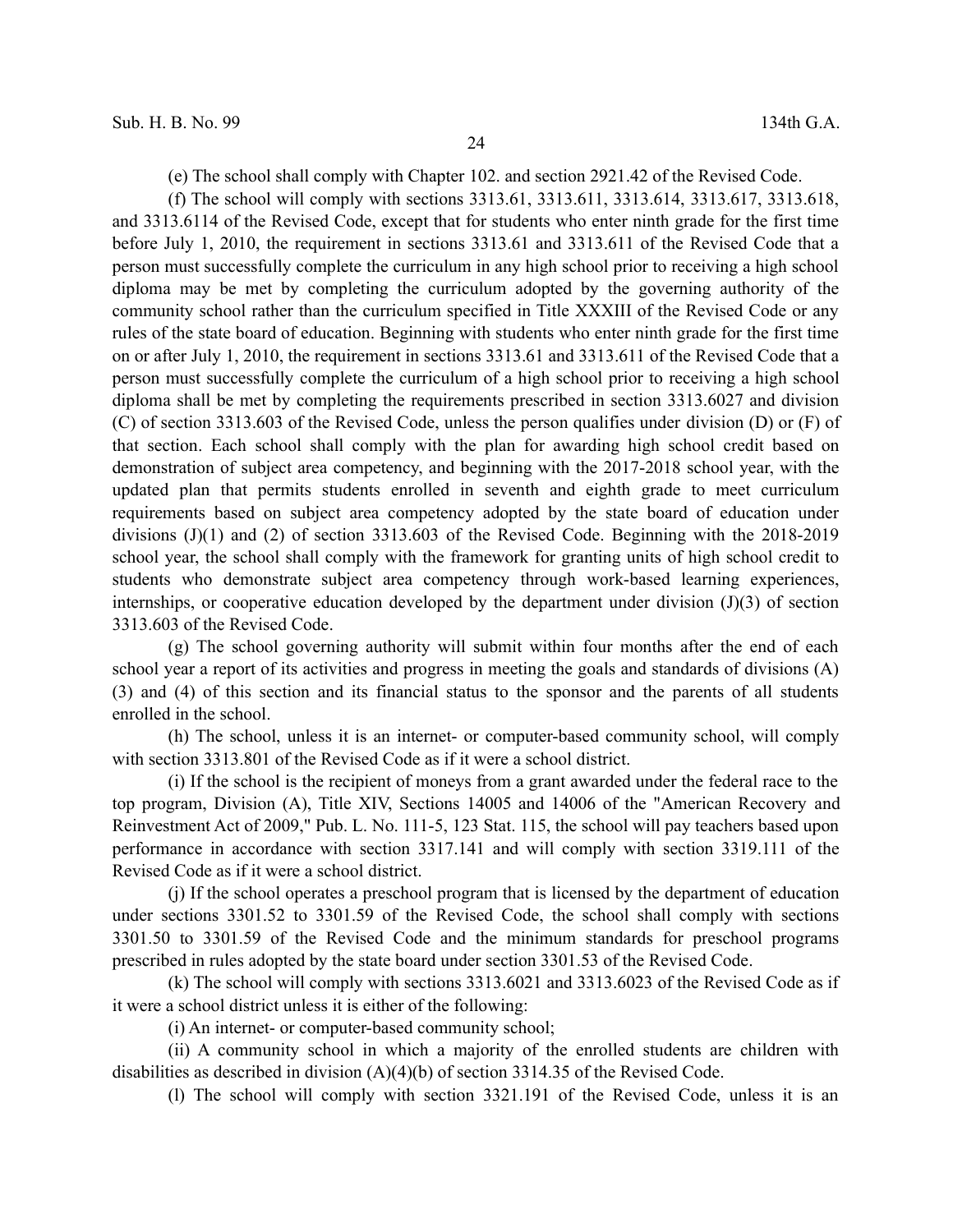(e) The school shall comply with Chapter 102. and section 2921.42 of the Revised Code.

(f) The school will comply with sections 3313.61, 3313.611, 3313.614, 3313.617, 3313.618, and 3313.6114 of the Revised Code, except that for students who enter ninth grade for the first time before July 1, 2010, the requirement in sections 3313.61 and 3313.611 of the Revised Code that a person must successfully complete the curriculum in any high school prior to receiving a high school diploma may be met by completing the curriculum adopted by the governing authority of the community school rather than the curriculum specified in Title XXXIII of the Revised Code or any rules of the state board of education. Beginning with students who enter ninth grade for the first time on or after July 1, 2010, the requirement in sections 3313.61 and 3313.611 of the Revised Code that a person must successfully complete the curriculum of a high school prior to receiving a high school diploma shall be met by completing the requirements prescribed in section 3313.6027 and division (C) of section 3313.603 of the Revised Code, unless the person qualifies under division (D) or (F) of that section. Each school shall comply with the plan for awarding high school credit based on demonstration of subject area competency, and beginning with the 2017-2018 school year, with the updated plan that permits students enrolled in seventh and eighth grade to meet curriculum requirements based on subject area competency adopted by the state board of education under divisions (J)(1) and (2) of section 3313.603 of the Revised Code. Beginning with the 2018-2019 school year, the school shall comply with the framework for granting units of high school credit to students who demonstrate subject area competency through work-based learning experiences, internships, or cooperative education developed by the department under division (J)(3) of section 3313.603 of the Revised Code.

(g) The school governing authority will submit within four months after the end of each school year a report of its activities and progress in meeting the goals and standards of divisions (A)(3) and (4) of this section and its financial status to the sponsor and the parents of all students enrolled in the school.

(h) The school, unless it is an internet- or computer-based community school, will comply with section 3313.801 of the Revised Code as if it were a school district.

(i) If the school is the recipient of moneys from a grant awarded under the federal race to the top program, Division (A), Title XIV, Sections 14005 and 14006 of the "American Recovery and Reinvestment Act of 2009," Pub. L. No. 111-5, 123 Stat. 115, the school will pay teachers based upon performance in accordance with section 3317.141 and will comply with section 3319.111 of the Revised Code as if it were a school district.

(j) If the school operates a preschool program that is licensed by the department of education under sections 3301.52 to 3301.59 of the Revised Code, the school shall comply with sections 3301.50 to 3301.59 of the Revised Code and the minimum standards for preschool programs prescribed in rules adopted by the state board under section 3301.53 of the Revised Code.

(k) The school will comply with sections 3313.6021 and 3313.6023 of the Revised Code as if it were a school district unless it is either of the following:

(i) An internet- or computer-based community school;

(ii) A community school in which a majority of the enrolled students are children with disabilities as described in division (A)(4)(b) of section 3314.35 of the Revised Code.

(l) The school will comply with section 3321.191 of the Revised Code, unless it is an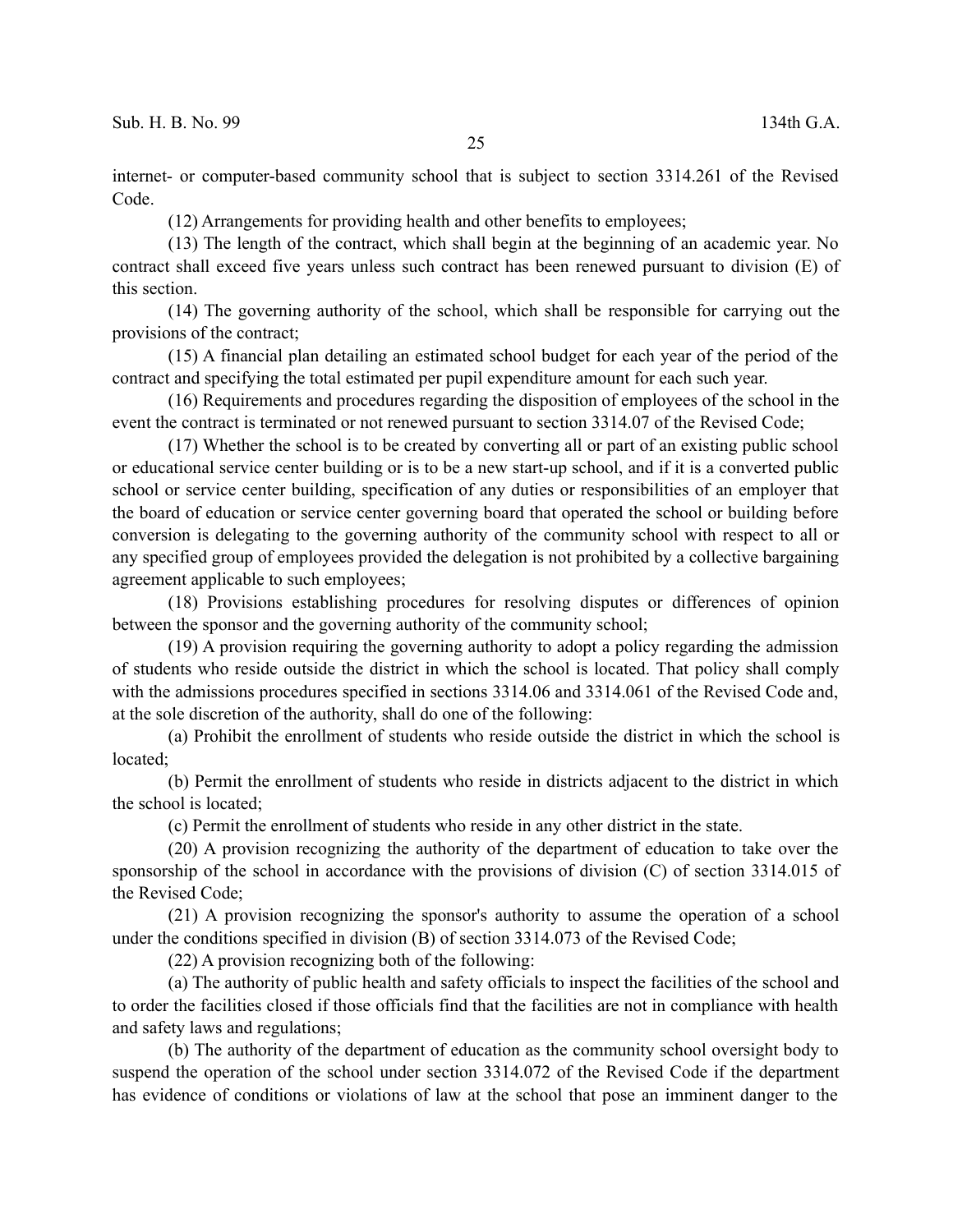internet- or computer-based community school that is subject to section 3314.261 of the Revised Code.

(12) Arrangements for providing health and other benefits to employees;

(13) The length of the contract, which shall begin at the beginning of an academic year. No contract shall exceed five years unless such contract has been renewed pursuant to division (E) of this section.

(14) The governing authority of the school, which shall be responsible for carrying out the provisions of the contract;

(15) A financial plan detailing an estimated school budget for each year of the period of the contract and specifying the total estimated per pupil expenditure amount for each such year.

(16) Requirements and procedures regarding the disposition of employees of the school in the event the contract is terminated or not renewed pursuant to section 3314.07 of the Revised Code;

(17) Whether the school is to be created by converting all or part of an existing public school or educational service center building or is to be a new start-up school, and if it is a converted public school or service center building, specification of any duties or responsibilities of an employer that the board of education or service center governing board that operated the school or building before conversion is delegating to the governing authority of the community school with respect to all or any specified group of employees provided the delegation is not prohibited by a collective bargaining agreement applicable to such employees;

(18) Provisions establishing procedures for resolving disputes or differences of opinion between the sponsor and the governing authority of the community school;

(19) A provision requiring the governing authority to adopt a policy regarding the admission of students who reside outside the district in which the school is located. That policy shall comply with the admissions procedures specified in sections 3314.06 and 3314.061 of the Revised Code and, at the sole discretion of the authority, shall do one of the following:

(a) Prohibit the enrollment of students who reside outside the district in which the school is located;

(b) Permit the enrollment of students who reside in districts adjacent to the district in which the school is located;

(c) Permit the enrollment of students who reside in any other district in the state.

(20) A provision recognizing the authority of the department of education to take over the sponsorship of the school in accordance with the provisions of division (C) of section 3314.015 of the Revised Code;

(21) A provision recognizing the sponsor's authority to assume the operation of a school under the conditions specified in division (B) of section 3314.073 of the Revised Code;

(22) A provision recognizing both of the following:

(a) The authority of public health and safety officials to inspect the facilities of the school and to order the facilities closed if those officials find that the facilities are not in compliance with health and safety laws and regulations;

(b) The authority of the department of education as the community school oversight body to suspend the operation of the school under section 3314.072 of the Revised Code if the department has evidence of conditions or violations of law at the school that pose an imminent danger to the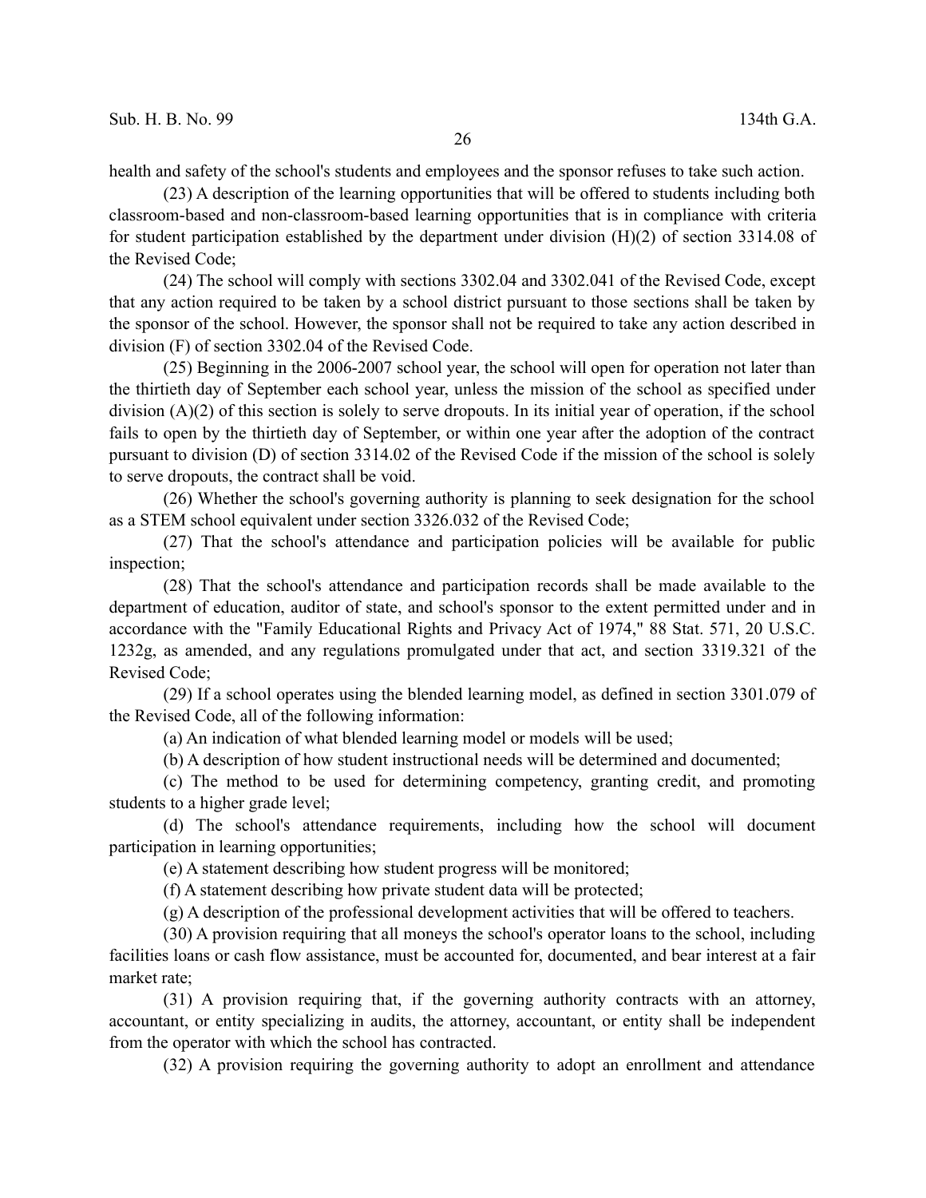health and safety of the school's students and employees and the sponsor refuses to take such action.

(23) A description of the learning opportunities that will be offered to students including both classroom-based and non-classroom-based learning opportunities that is in compliance with criteria for student participation established by the department under division (H)(2) of section 3314.08 of the Revised Code;

(24) The school will comply with sections 3302.04 and 3302.041 of the Revised Code, except that any action required to be taken by a school district pursuant to those sections shall be taken by the sponsor of the school. However, the sponsor shall not be required to take any action described in division (F) of section 3302.04 of the Revised Code.

(25) Beginning in the 2006-2007 school year, the school will open for operation not later than the thirtieth day of September each school year, unless the mission of the school as specified under division (A)(2) of this section is solely to serve dropouts. In its initial year of operation, if the school fails to open by the thirtieth day of September, or within one year after the adoption of the contract pursuant to division (D) of section 3314.02 of the Revised Code if the mission of the school is solely to serve dropouts, the contract shall be void.

(26) Whether the school's governing authority is planning to seek designation for the school as a STEM school equivalent under section 3326.032 of the Revised Code;

(27) That the school's attendance and participation policies will be available for public inspection;

(28) That the school's attendance and participation records shall be made available to the department of education, auditor of state, and school's sponsor to the extent permitted under and in accordance with the "Family Educational Rights and Privacy Act of 1974," 88 Stat. 571, 20 U.S.C. 1232g, as amended, and any regulations promulgated under that act, and section 3319.321 of the Revised Code;

(29) If a school operates using the blended learning model, as defined in section 3301.079 of the Revised Code, all of the following information:

(a) An indication of what blended learning model or models will be used;

(b) A description of how student instructional needs will be determined and documented;

(c) The method to be used for determining competency, granting credit, and promoting students to a higher grade level;

(d) The school's attendance requirements, including how the school will document participation in learning opportunities;

(e) A statement describing how student progress will be monitored;

(f) A statement describing how private student data will be protected;

(g) A description of the professional development activities that will be offered to teachers.

(30) A provision requiring that all moneys the school's operator loans to the school, including facilities loans or cash flow assistance, must be accounted for, documented, and bear interest at a fair market rate;

(31) A provision requiring that, if the governing authority contracts with an attorney, accountant, or entity specializing in audits, the attorney, accountant, or entity shall be independent from the operator with which the school has contracted.

(32) A provision requiring the governing authority to adopt an enrollment and attendance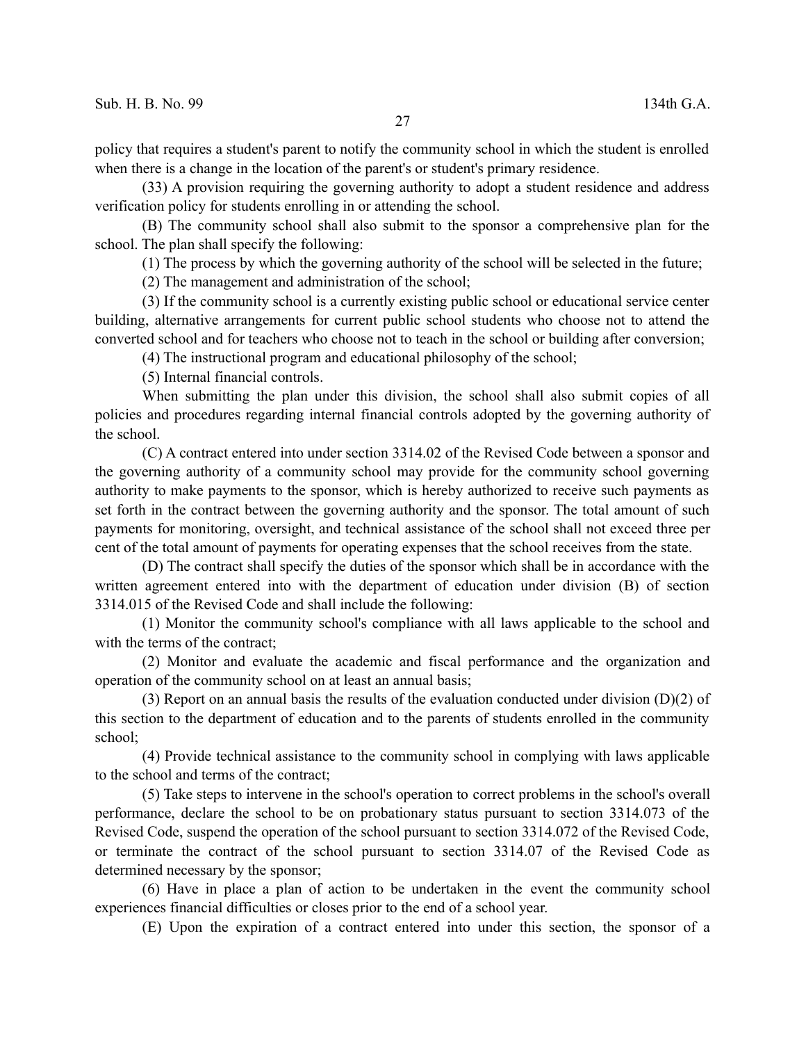policy that requires a student's parent to notify the community school in which the student is enrolled when there is a change in the location of the parent's or student's primary residence.

(33) A provision requiring the governing authority to adopt a student residence and address verification policy for students enrolling in or attending the school.

(B) The community school shall also submit to the sponsor a comprehensive plan for the school. The plan shall specify the following:

(1) The process by which the governing authority of the school will be selected in the future;

(2) The management and administration of the school;

(3) If the community school is a currently existing public school or educational service center building, alternative arrangements for current public school students who choose not to attend the converted school and for teachers who choose not to teach in the school or building after conversion;

(4) The instructional program and educational philosophy of the school;

(5) Internal financial controls.

When submitting the plan under this division, the school shall also submit copies of all policies and procedures regarding internal financial controls adopted by the governing authority of the school.

(C) A contract entered into under section 3314.02 of the Revised Code between a sponsor and the governing authority of a community school may provide for the community school governing authority to make payments to the sponsor, which is hereby authorized to receive such payments as set forth in the contract between the governing authority and the sponsor. The total amount of such payments for monitoring, oversight, and technical assistance of the school shall not exceed three per cent of the total amount of payments for operating expenses that the school receives from the state.

(D) The contract shall specify the duties of the sponsor which shall be in accordance with the written agreement entered into with the department of education under division (B) of section 3314.015 of the Revised Code and shall include the following:

(1) Monitor the community school's compliance with all laws applicable to the school and with the terms of the contract;

(2) Monitor and evaluate the academic and fiscal performance and the organization and operation of the community school on at least an annual basis;

(3) Report on an annual basis the results of the evaluation conducted under division (D)(2) of this section to the department of education and to the parents of students enrolled in the community school;

(4) Provide technical assistance to the community school in complying with laws applicable to the school and terms of the contract;

(5) Take steps to intervene in the school's operation to correct problems in the school's overall performance, declare the school to be on probationary status pursuant to section 3314.073 of the Revised Code, suspend the operation of the school pursuant to section 3314.072 of the Revised Code, or terminate the contract of the school pursuant to section 3314.07 of the Revised Code as determined necessary by the sponsor;

(6) Have in place a plan of action to be undertaken in the event the community school experiences financial difficulties or closes prior to the end of a school year.

(E) Upon the expiration of a contract entered into under this section, the sponsor of a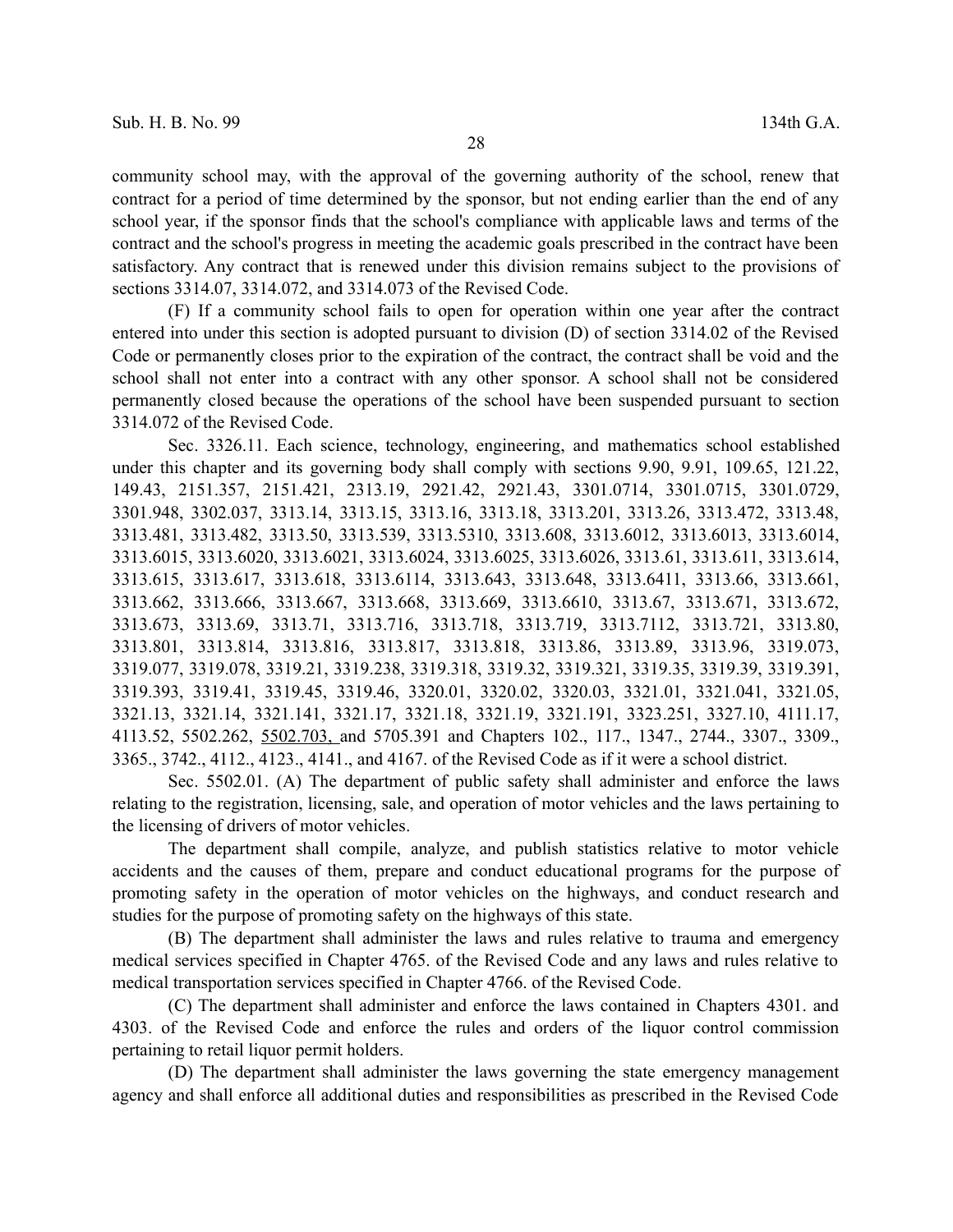community school may, with the approval of the governing authority of the school, renew that contract for a period of time determined by the sponsor, but not ending earlier than the end of any school year, if the sponsor finds that the school's compliance with applicable laws and terms of the contract and the school's progress in meeting the academic goals prescribed in the contract have been satisfactory. Any contract that is renewed under this division remains subject to the provisions of sections 3314.07, 3314.072, and 3314.073 of the Revised Code.

(F) If a community school fails to open for operation within one year after the contract entered into under this section is adopted pursuant to division (D) of section 3314.02 of the Revised Code or permanently closes prior to the expiration of the contract, the contract shall be void and the school shall not enter into a contract with any other sponsor. A school shall not be considered permanently closed because the operations of the school have been suspended pursuant to section 3314.072 of the Revised Code.

Sec. 3326.11. Each science, technology, engineering, and mathematics school established under this chapter and its governing body shall comply with sections 9.90, 9.91, 109.65, 121.22, 149.43, 2151.357, 2151.421, 2313.19, 2921.42, 2921.43, 3301.0714, 3301.0715, 3301.0729, 3301.948, 3302.037, 3313.14, 3313.15, 3313.16, 3313.18, 3313.201, 3313.26, 3313.472, 3313.48, 3313.481, 3313.482, 3313.50, 3313.539, 3313.5310, 3313.608, 3313.6012, 3313.6013, 3313.6014, 3313.6015, 3313.6020, 3313.6021, 3313.6024, 3313.6025, 3313.6026, 3313.61, 3313.611, 3313.614, 3313.615, 3313.617, 3313.618, 3313.6114, 3313.643, 3313.648, 3313.6411, 3313.66, 3313.661, 3313.662, 3313.666, 3313.667, 3313.668, 3313.669, 3313.6610, 3313.67, 3313.671, 3313.672, 3313.673, 3313.69, 3313.71, 3313.716, 3313.718, 3313.719, 3313.7112, 3313.721, 3313.80, 3313.801, 3313.814, 3313.816, 3313.817, 3313.818, 3313.86, 3313.89, 3313.96, 3319.073, 3319.077, 3319.078, 3319.21, 3319.238, 3319.318, 3319.32, 3319.321, 3319.35, 3319.39, 3319.391, 3319.393, 3319.41, 3319.45, 3319.46, 3320.01, 3320.02, 3320.03, 3321.01, 3321.041, 3321.05, 3321.13, 3321.14, 3321.141, 3321.17, 3321.18, 3321.19, 3321.191, 3323.251, 3327.10, 4111.17, 4113.52, 5502.262, 5502.703, and 5705.391 and Chapters 102., 117., 1347., 2744., 3307., 3309., 3365., 3742., 4112., 4123., 4141., and 4167. of the Revised Code as if it were a school district.

Sec. 5502.01. (A) The department of public safety shall administer and enforce the laws relating to the registration, licensing, sale, and operation of motor vehicles and the laws pertaining to the licensing of drivers of motor vehicles.

The department shall compile, analyze, and publish statistics relative to motor vehicle accidents and the causes of them, prepare and conduct educational programs for the purpose of promoting safety in the operation of motor vehicles on the highways, and conduct research and studies for the purpose of promoting safety on the highways of this state.

(B) The department shall administer the laws and rules relative to trauma and emergency medical services specified in Chapter 4765. of the Revised Code and any laws and rules relative to medical transportation services specified in Chapter 4766. of the Revised Code.

(C) The department shall administer and enforce the laws contained in Chapters 4301. and 4303. of the Revised Code and enforce the rules and orders of the liquor control commission pertaining to retail liquor permit holders.

(D) The department shall administer the laws governing the state emergency management agency and shall enforce all additional duties and responsibilities as prescribed in the Revised Code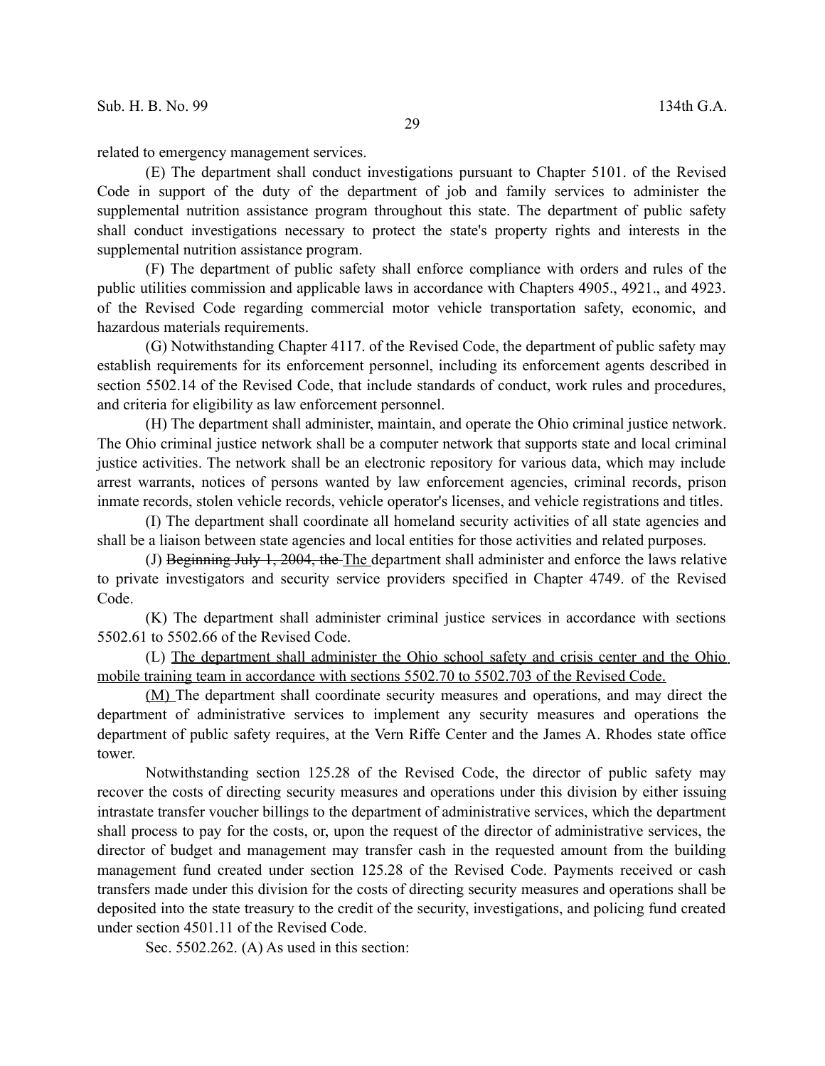related to emergency management services.

(E) The department shall conduct investigations pursuant to Chapter 5101. of the Revised Code in support of the duty of the department of job and family services to administer the supplemental nutrition assistance program throughout this state. The department of public safety shall conduct investigations necessary to protect the state's property rights and interests in the supplemental nutrition assistance program.

(F) The department of public safety shall enforce compliance with orders and rules of the public utilities commission and applicable laws in accordance with Chapters 4905., 4921., and 4923. of the Revised Code regarding commercial motor vehicle transportation safety, economic, and hazardous materials requirements.

(G) Notwithstanding Chapter 4117. of the Revised Code, the department of public safety may establish requirements for its enforcement personnel, including its enforcement agents described in section 5502.14 of the Revised Code, that include standards of conduct, work rules and procedures, and criteria for eligibility as law enforcement personnel.

(H) The department shall administer, maintain, and operate the Ohio criminal justice network. The Ohio criminal justice network shall be a computer network that supports state and local criminal justice activities. The network shall be an electronic repository for various data, which may include arrest warrants, notices of persons wanted by law enforcement agencies, criminal records, prison inmate records, stolen vehicle records, vehicle operator's licenses, and vehicle registrations and titles.

(I) The department shall coordinate all homeland security activities of all state agencies and shall be a liaison between state agencies and local entities for those activities and related purposes.

(J) ~~Beginning July 1, 2004, the~~ The department shall administer and enforce the laws relative to private investigators and security service providers specified in Chapter 4749. of the Revised Code.

(K) The department shall administer criminal justice services in accordance with sections 5502.61 to 5502.66 of the Revised Code.

(L) The department shall administer the Ohio school safety and crisis center and the Ohio mobile training team in accordance with sections 5502.70 to 5502.703 of the Revised Code.

(M) The department shall coordinate security measures and operations, and may direct the department of administrative services to implement any security measures and operations the department of public safety requires, at the Vern Riffe Center and the James A. Rhodes state office tower.

Notwithstanding section 125.28 of the Revised Code, the director of public safety may recover the costs of directing security measures and operations under this division by either issuing intrastate transfer voucher billings to the department of administrative services, which the department shall process to pay for the costs, or, upon the request of the director of administrative services, the director of budget and management may transfer cash in the requested amount from the building management fund created under section 125.28 of the Revised Code. Payments received or cash transfers made under this division for the costs of directing security measures and operations shall be deposited into the state treasury to the credit of the security, investigations, and policing fund created under section 4501.11 of the Revised Code.

Sec. 5502.262. (A) As used in this section: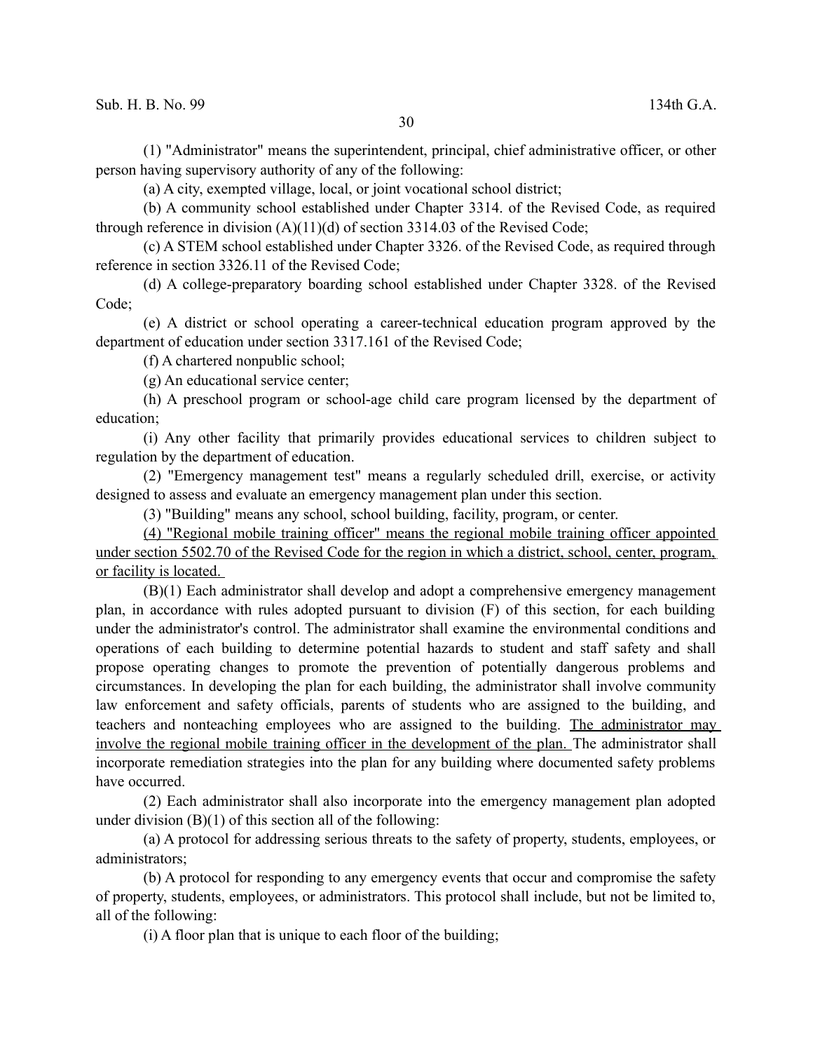(1) "Administrator" means the superintendent, principal, chief administrative officer, or other person having supervisory authority of any of the following:

(a) A city, exempted village, local, or joint vocational school district;

(b) A community school established under Chapter 3314. of the Revised Code, as required through reference in division (A)(11)(d) of section 3314.03 of the Revised Code;

(c) A STEM school established under Chapter 3326. of the Revised Code, as required through reference in section 3326.11 of the Revised Code;

(d) A college-preparatory boarding school established under Chapter 3328. of the Revised Code;

(e) A district or school operating a career-technical education program approved by the department of education under section 3317.161 of the Revised Code;

(f) A chartered nonpublic school;

(g) An educational service center;

(h) A preschool program or school-age child care program licensed by the department of education;

(i) Any other facility that primarily provides educational services to children subject to regulation by the department of education.

(2) "Emergency management test" means a regularly scheduled drill, exercise, or activity designed to assess and evaluate an emergency management plan under this section.

(3) "Building" means any school, school building, facility, program, or center.

<u>(4) "Regional mobile training officer" means the regional mobile training officer appointed under section 5502.70 of the Revised Code for the region in which a district, school, center, program, or facility is located.</u>

(B)(1) Each administrator shall develop and adopt a comprehensive emergency management plan, in accordance with rules adopted pursuant to division (F) of this section, for each building under the administrator's control. The administrator shall examine the environmental conditions and operations of each building to determine potential hazards to student and staff safety and shall propose operating changes to promote the prevention of potentially dangerous problems and circumstances. In developing the plan for each building, the administrator shall involve community law enforcement and safety officials, parents of students who are assigned to the building, and teachers and nonteaching employees who are assigned to the building. <u>The administrator may involve the regional mobile training officer in the development of the plan.</u> The administrator shall incorporate remediation strategies into the plan for any building where documented safety problems have occurred.

(2) Each administrator shall also incorporate into the emergency management plan adopted under division (B)(1) of this section all of the following:

(a) A protocol for addressing serious threats to the safety of property, students, employees, or administrators;

(b) A protocol for responding to any emergency events that occur and compromise the safety of property, students, employees, or administrators. This protocol shall include, but not be limited to, all of the following:

(i) A floor plan that is unique to each floor of the building;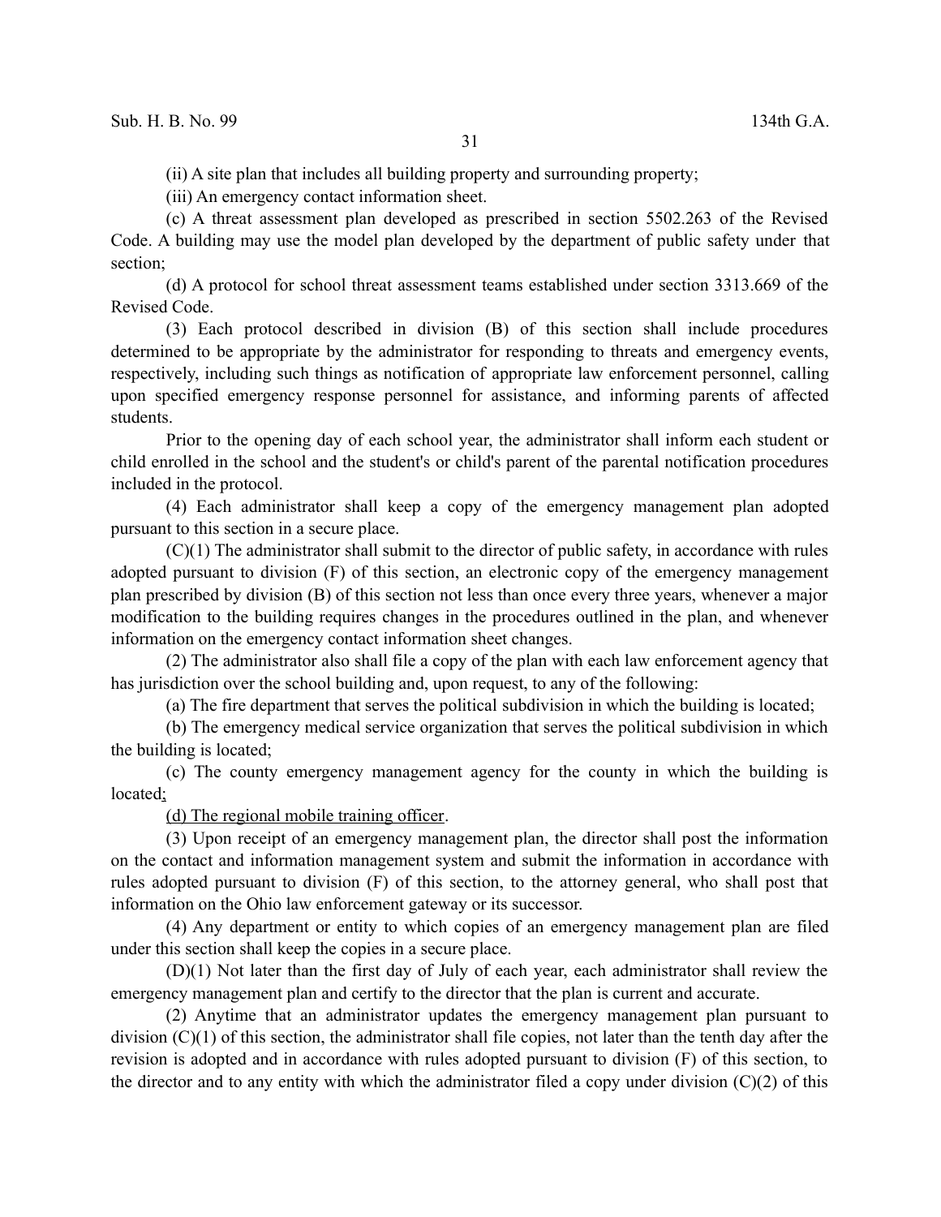(ii) A site plan that includes all building property and surrounding property;

(iii) An emergency contact information sheet.

(c) A threat assessment plan developed as prescribed in section 5502.263 of the Revised Code. A building may use the model plan developed by the department of public safety under that section;

(d) A protocol for school threat assessment teams established under section 3313.669 of the Revised Code.

(3) Each protocol described in division (B) of this section shall include procedures determined to be appropriate by the administrator for responding to threats and emergency events, respectively, including such things as notification of appropriate law enforcement personnel, calling upon specified emergency response personnel for assistance, and informing parents of affected students.

Prior to the opening day of each school year, the administrator shall inform each student or child enrolled in the school and the student's or child's parent of the parental notification procedures included in the protocol.

(4) Each administrator shall keep a copy of the emergency management plan adopted pursuant to this section in a secure place.

(C)(1) The administrator shall submit to the director of public safety, in accordance with rules adopted pursuant to division (F) of this section, an electronic copy of the emergency management plan prescribed by division (B) of this section not less than once every three years, whenever a major modification to the building requires changes in the procedures outlined in the plan, and whenever information on the emergency contact information sheet changes.

(2) The administrator also shall file a copy of the plan with each law enforcement agency that has jurisdiction over the school building and, upon request, to any of the following:

(a) The fire department that serves the political subdivision in which the building is located;

(b) The emergency medical service organization that serves the political subdivision in which the building is located;

(c) The county emergency management agency for the county in which the building is located<u>;</u>

<u>(d) The regional mobile training officer</u>.

(3) Upon receipt of an emergency management plan, the director shall post the information on the contact and information management system and submit the information in accordance with rules adopted pursuant to division (F) of this section, to the attorney general, who shall post that information on the Ohio law enforcement gateway or its successor.

(4) Any department or entity to which copies of an emergency management plan are filed under this section shall keep the copies in a secure place.

(D)(1) Not later than the first day of July of each year, each administrator shall review the emergency management plan and certify to the director that the plan is current and accurate.

(2) Anytime that an administrator updates the emergency management plan pursuant to division (C)(1) of this section, the administrator shall file copies, not later than the tenth day after the revision is adopted and in accordance with rules adopted pursuant to division (F) of this section, to the director and to any entity with which the administrator filed a copy under division (C)(2) of this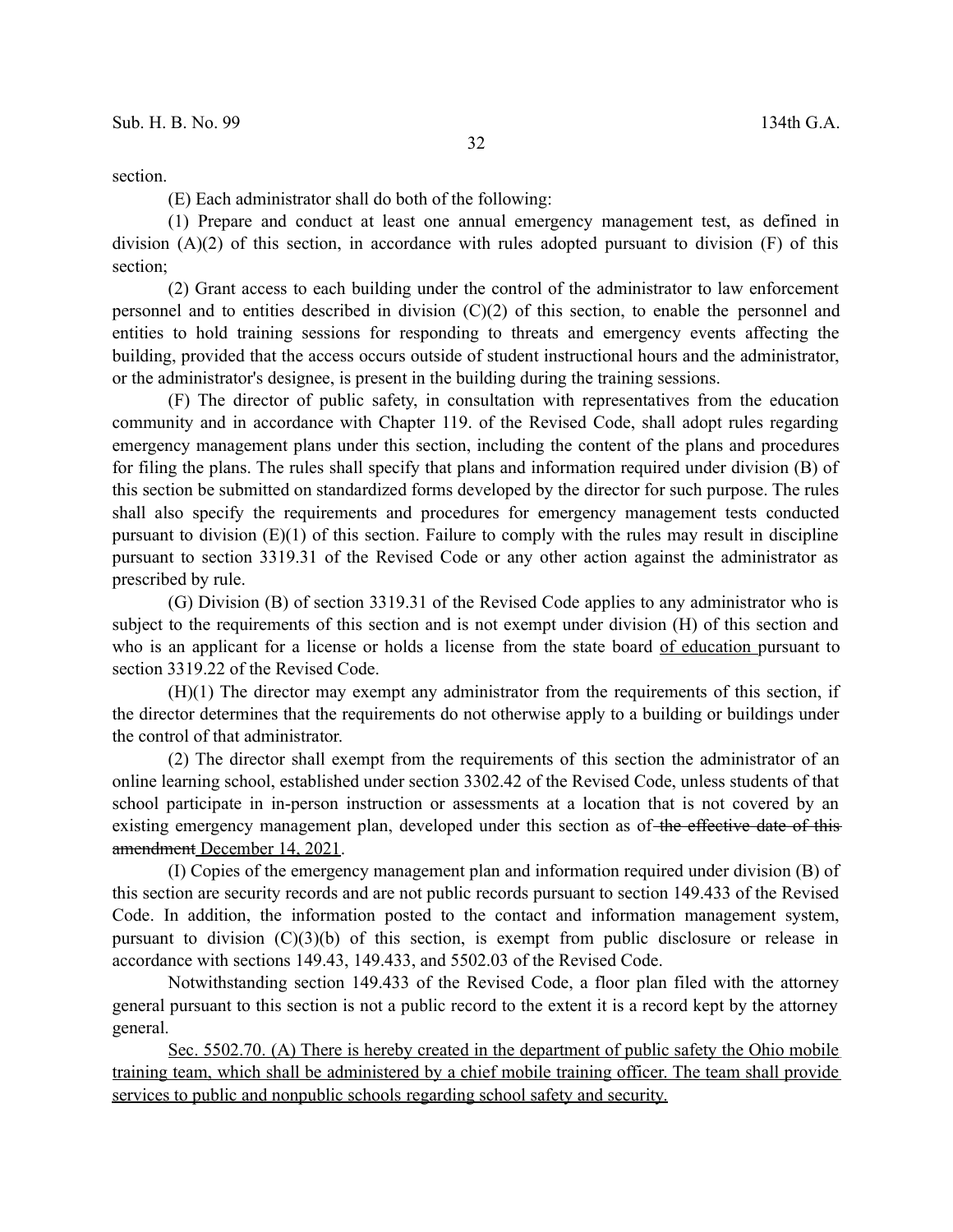section.

(E) Each administrator shall do both of the following:

(1) Prepare and conduct at least one annual emergency management test, as defined in division (A)(2) of this section, in accordance with rules adopted pursuant to division (F) of this section;

(2) Grant access to each building under the control of the administrator to law enforcement personnel and to entities described in division (C)(2) of this section, to enable the personnel and entities to hold training sessions for responding to threats and emergency events affecting the building, provided that the access occurs outside of student instructional hours and the administrator, or the administrator's designee, is present in the building during the training sessions.

(F) The director of public safety, in consultation with representatives from the education community and in accordance with Chapter 119. of the Revised Code, shall adopt rules regarding emergency management plans under this section, including the content of the plans and procedures for filing the plans. The rules shall specify that plans and information required under division (B) of this section be submitted on standardized forms developed by the director for such purpose. The rules shall also specify the requirements and procedures for emergency management tests conducted pursuant to division (E)(1) of this section. Failure to comply with the rules may result in discipline pursuant to section 3319.31 of the Revised Code or any other action against the administrator as prescribed by rule.

(G) Division (B) of section 3319.31 of the Revised Code applies to any administrator who is subject to the requirements of this section and is not exempt under division (H) of this section and who is an applicant for a license or holds a license from the state board <u>of education</u> pursuant to section 3319.22 of the Revised Code.

(H)(1) The director may exempt any administrator from the requirements of this section, if the director determines that the requirements do not otherwise apply to a building or buildings under the control of that administrator.

(2) The director shall exempt from the requirements of this section the administrator of an online learning school, established under section 3302.42 of the Revised Code, unless students of that school participate in in-person instruction or assessments at a location that is not covered by an existing emergency management plan, developed under this section as of ~~the effective date of this amendment~~ <u>December 14, 2021</u>.

(I) Copies of the emergency management plan and information required under division (B) of this section are security records and are not public records pursuant to section 149.433 of the Revised Code. In addition, the information posted to the contact and information management system, pursuant to division (C)(3)(b) of this section, is exempt from public disclosure or release in accordance with sections 149.43, 149.433, and 5502.03 of the Revised Code.

Notwithstanding section 149.433 of the Revised Code, a floor plan filed with the attorney general pursuant to this section is not a public record to the extent it is a record kept by the attorney general.

<u>Sec. 5502.70. (A) There is hereby created in the department of public safety the Ohio mobile training team, which shall be administered by a chief mobile training officer. The team shall provide services to public and nonpublic schools regarding school safety and security.</u>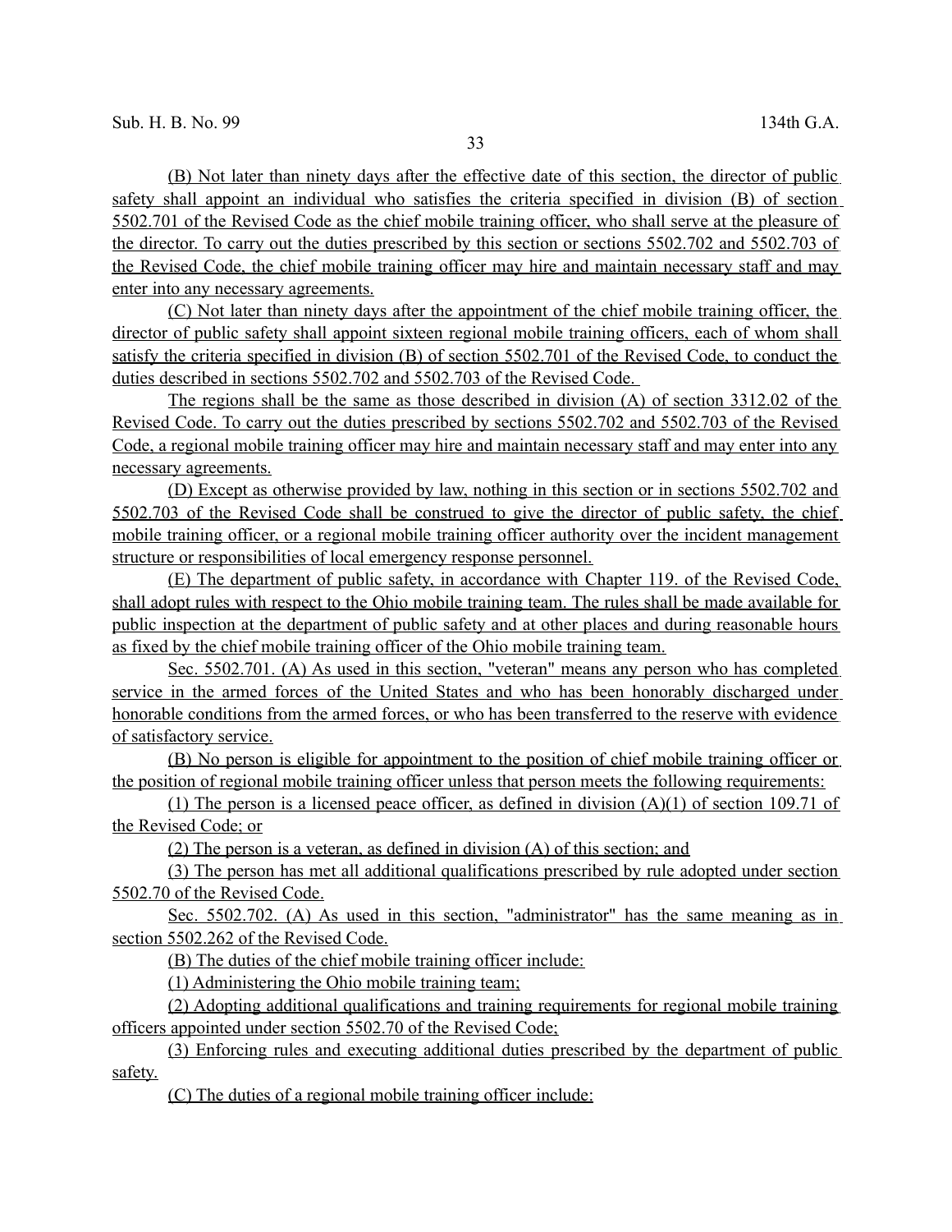(B) Not later than ninety days after the effective date of this section, the director of public safety shall appoint an individual who satisfies the criteria specified in division (B) of section 5502.701 of the Revised Code as the chief mobile training officer, who shall serve at the pleasure of the director. To carry out the duties prescribed by this section or sections 5502.702 and 5502.703 of the Revised Code, the chief mobile training officer may hire and maintain necessary staff and may enter into any necessary agreements.

(C) Not later than ninety days after the appointment of the chief mobile training officer, the director of public safety shall appoint sixteen regional mobile training officers, each of whom shall satisfy the criteria specified in division (B) of section 5502.701 of the Revised Code, to conduct the duties described in sections 5502.702 and 5502.703 of the Revised Code.

The regions shall be the same as those described in division (A) of section 3312.02 of the Revised Code. To carry out the duties prescribed by sections 5502.702 and 5502.703 of the Revised Code, a regional mobile training officer may hire and maintain necessary staff and may enter into any necessary agreements.

(D) Except as otherwise provided by law, nothing in this section or in sections 5502.702 and 5502.703 of the Revised Code shall be construed to give the director of public safety, the chief mobile training officer, or a regional mobile training officer authority over the incident management structure or responsibilities of local emergency response personnel.

(E) The department of public safety, in accordance with Chapter 119. of the Revised Code, shall adopt rules with respect to the Ohio mobile training team. The rules shall be made available for public inspection at the department of public safety and at other places and during reasonable hours as fixed by the chief mobile training officer of the Ohio mobile training team.

Sec. 5502.701. (A) As used in this section, "veteran" means any person who has completed service in the armed forces of the United States and who has been honorably discharged under honorable conditions from the armed forces, or who has been transferred to the reserve with evidence of satisfactory service.

(B) No person is eligible for appointment to the position of chief mobile training officer or the position of regional mobile training officer unless that person meets the following requirements:

(1) The person is a licensed peace officer, as defined in division (A)(1) of section 109.71 of the Revised Code; or

(2) The person is a veteran, as defined in division (A) of this section; and

(3) The person has met all additional qualifications prescribed by rule adopted under section 5502.70 of the Revised Code.

Sec. 5502.702. (A) As used in this section, "administrator" has the same meaning as in section 5502.262 of the Revised Code.

(B) The duties of the chief mobile training officer include:

(1) Administering the Ohio mobile training team;

(2) Adopting additional qualifications and training requirements for regional mobile training officers appointed under section 5502.70 of the Revised Code;

(3) Enforcing rules and executing additional duties prescribed by the department of public safety.

(C) The duties of a regional mobile training officer include: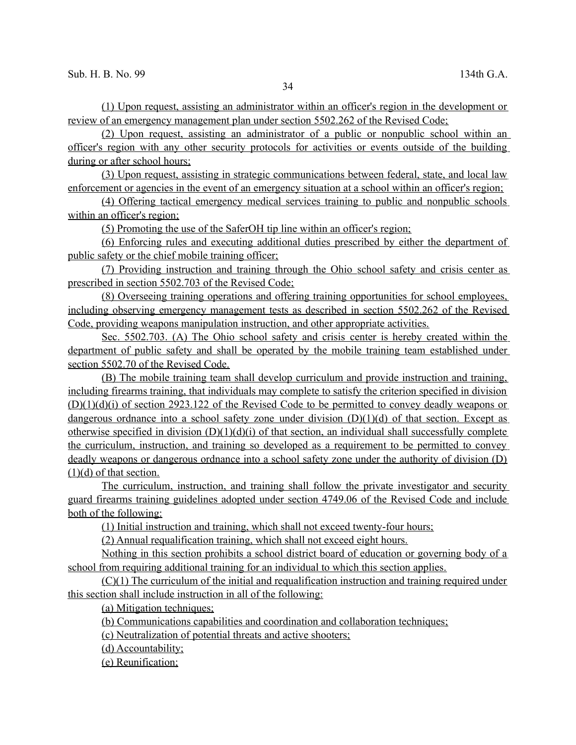(1) Upon request, assisting an administrator within an officer's region in the development or review of an emergency management plan under section 5502.262 of the Revised Code;

(2) Upon request, assisting an administrator of a public or nonpublic school within an officer's region with any other security protocols for activities or events outside of the building during or after school hours;

(3) Upon request, assisting in strategic communications between federal, state, and local law enforcement or agencies in the event of an emergency situation at a school within an officer's region;

(4) Offering tactical emergency medical services training to public and nonpublic schools within an officer's region;

(5) Promoting the use of the SaferOH tip line within an officer's region;

(6) Enforcing rules and executing additional duties prescribed by either the department of public safety or the chief mobile training officer;

(7) Providing instruction and training through the Ohio school safety and crisis center as prescribed in section 5502.703 of the Revised Code;

(8) Overseeing training operations and offering training opportunities for school employees, including observing emergency management tests as described in section 5502.262 of the Revised Code, providing weapons manipulation instruction, and other appropriate activities.

Sec. 5502.703. (A) The Ohio school safety and crisis center is hereby created within the department of public safety and shall be operated by the mobile training team established under section 5502.70 of the Revised Code.

(B) The mobile training team shall develop curriculum and provide instruction and training, including firearms training, that individuals may complete to satisfy the criterion specified in division (D)(1)(d)(i) of section 2923.122 of the Revised Code to be permitted to convey deadly weapons or dangerous ordnance into a school safety zone under division (D)(1)(d) of that section. Except as otherwise specified in division (D)(1)(d)(i) of that section, an individual shall successfully complete the curriculum, instruction, and training so developed as a requirement to be permitted to convey deadly weapons or dangerous ordnance into a school safety zone under the authority of division (D)(1)(d) of that section.

The curriculum, instruction, and training shall follow the private investigator and security guard firearms training guidelines adopted under section 4749.06 of the Revised Code and include both of the following:

(1) Initial instruction and training, which shall not exceed twenty-four hours;

(2) Annual requalification training, which shall not exceed eight hours.

Nothing in this section prohibits a school district board of education or governing body of a school from requiring additional training for an individual to which this section applies.

(C)(1) The curriculum of the initial and requalification instruction and training required under this section shall include instruction in all of the following:

(a) Mitigation techniques;

(b) Communications capabilities and coordination and collaboration techniques;

(c) Neutralization of potential threats and active shooters;

(d) Accountability;

(e) Reunification;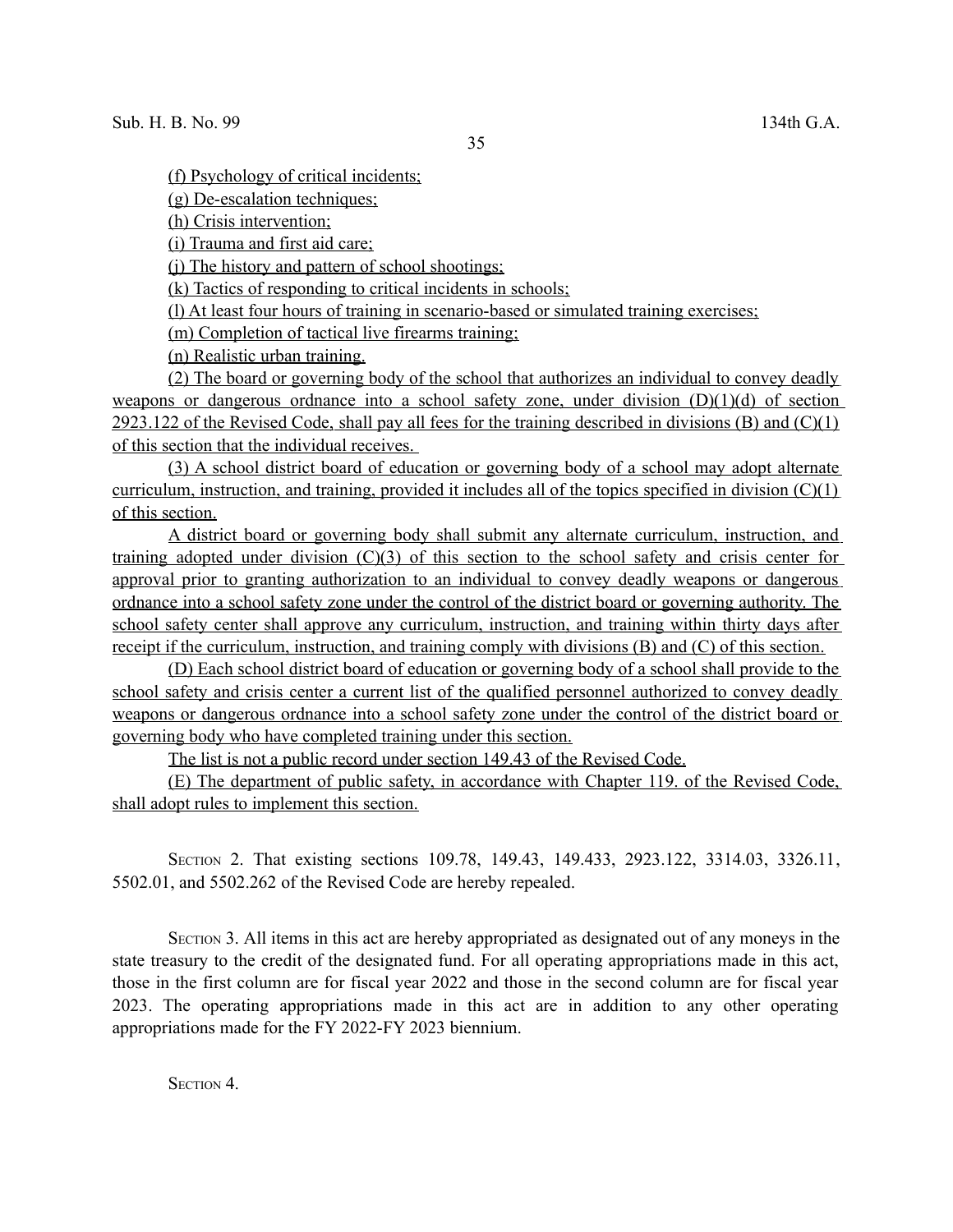(f) Psychology of critical incidents;

(g) De-escalation techniques;

(h) Crisis intervention;

(i) Trauma and first aid care;

(j) The history and pattern of school shootings;

(k) Tactics of responding to critical incidents in schools;

(l) At least four hours of training in scenario-based or simulated training exercises;

(m) Completion of tactical live firearms training;

(n) Realistic urban training.

(2) The board or governing body of the school that authorizes an individual to convey deadly weapons or dangerous ordnance into a school safety zone, under division (D)(1)(d) of section 2923.122 of the Revised Code, shall pay all fees for the training described in divisions (B) and (C)(1) of this section that the individual receives.

(3) A school district board of education or governing body of a school may adopt alternate curriculum, instruction, and training, provided it includes all of the topics specified in division (C)(1) of this section.

A district board or governing body shall submit any alternate curriculum, instruction, and training adopted under division (C)(3) of this section to the school safety and crisis center for approval prior to granting authorization to an individual to convey deadly weapons or dangerous ordnance into a school safety zone under the control of the district board or governing authority. The school safety center shall approve any curriculum, instruction, and training within thirty days after receipt if the curriculum, instruction, and training comply with divisions (B) and (C) of this section.

(D) Each school district board of education or governing body of a school shall provide to the school safety and crisis center a current list of the qualified personnel authorized to convey deadly weapons or dangerous ordnance into a school safety zone under the control of the district board or governing body who have completed training under this section.

The list is not a public record under section 149.43 of the Revised Code.

(E) The department of public safety, in accordance with Chapter 119. of the Revised Code, shall adopt rules to implement this section.

SECTION 2. That existing sections 109.78, 149.43, 149.433, 2923.122, 3314.03, 3326.11, 5502.01, and 5502.262 of the Revised Code are hereby repealed.

SECTION 3. All items in this act are hereby appropriated as designated out of any moneys in the state treasury to the credit of the designated fund. For all operating appropriations made in this act, those in the first column are for fiscal year 2022 and those in the second column are for fiscal year 2023. The operating appropriations made in this act are in addition to any other operating appropriations made for the FY 2022-FY 2023 biennium.

SECTION 4.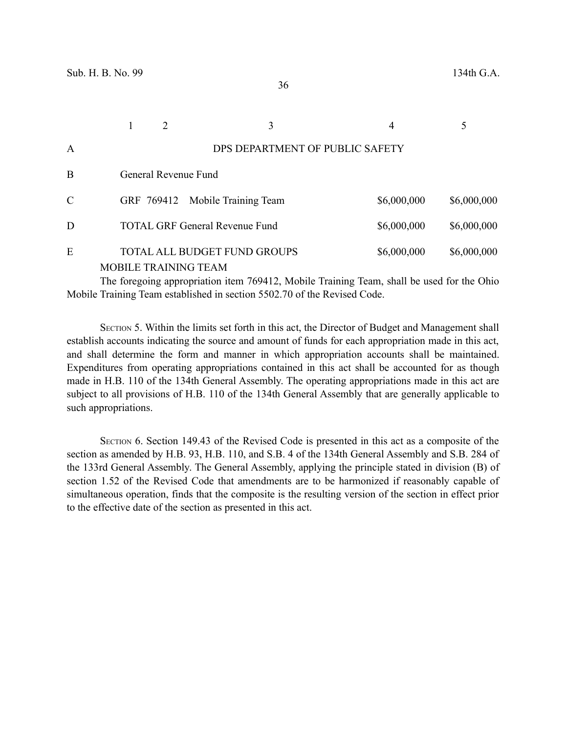| | 1 | 2 | 3 | 4 | 5 |
|---|---|---|---|---|---|
| A | | | DPS DEPARTMENT OF PUBLIC SAFETY | | |
| B | General Revenue Fund | | | | |
| C | GRF | 769412 | Mobile Training Team | $6,000,000 | $6,000,000 |
| D | TOTAL GRF General Revenue Fund | | | $6,000,000 | $6,000,000 |
| E | TOTAL ALL BUDGET FUND GROUPS | | | $6,000,000 | $6,000,000 |

MOBILE TRAINING TEAM

The foregoing appropriation item 769412, Mobile Training Team, shall be used for the Ohio Mobile Training Team established in section 5502.70 of the Revised Code.

SECTION 5. Within the limits set forth in this act, the Director of Budget and Management shall establish accounts indicating the source and amount of funds for each appropriation made in this act, and shall determine the form and manner in which appropriation accounts shall be maintained. Expenditures from operating appropriations contained in this act shall be accounted for as though made in H.B. 110 of the 134th General Assembly. The operating appropriations made in this act are subject to all provisions of H.B. 110 of the 134th General Assembly that are generally applicable to such appropriations.

SECTION 6. Section 149.43 of the Revised Code is presented in this act as a composite of the section as amended by H.B. 93, H.B. 110, and S.B. 4 of the 134th General Assembly and S.B. 284 of the 133rd General Assembly. The General Assembly, applying the principle stated in division (B) of section 1.52 of the Revised Code that amendments are to be harmonized if reasonably capable of simultaneous operation, finds that the composite is the resulting version of the section in effect prior to the effective date of the section as presented in this act.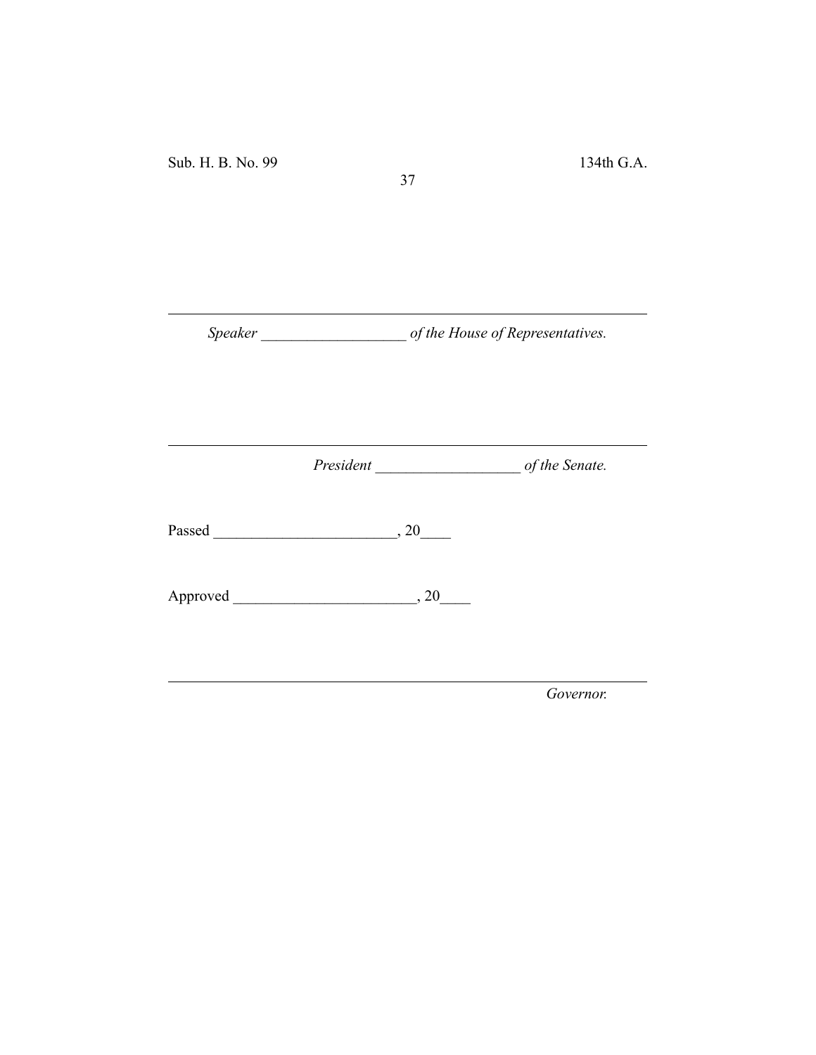______________________________________________________

*Speaker* ___________________ *of the House of Representatives.*

______________________________________________________

*President* ___________________ *of the Senate.*

Passed ________________________, 20____

Approved ________________________, 20____

______________________________________________________

*Governor.*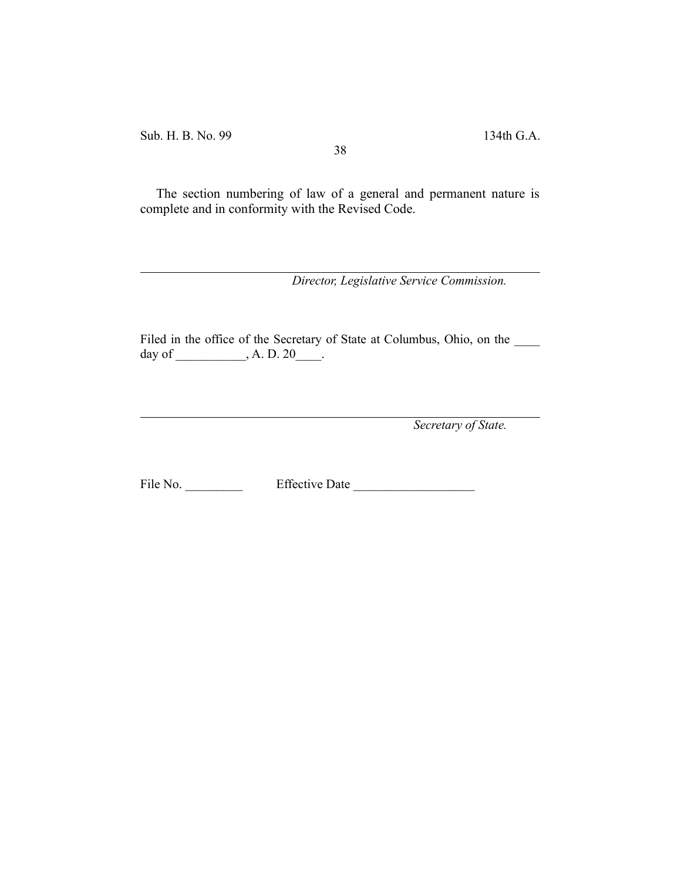The section numbering of law of a general and permanent nature is complete and in conformity with the Revised Code.

\_\_\_\_\_\_\_\_\_\_\_\_\_\_\_\_\_\_\_\_\_\_\_\_\_\_\_\_\_\_\_\_\_\_\_\_\_\_\_\_\_\_\_\_\_\_\_\_\_\_\_\_

*Director, Legislative Service Commission.*

Filed in the office of the Secretary of State at Columbus, Ohio, on the ____ day of ___________, A. D. 20____.

\_\_\_\_\_\_\_\_\_\_\_\_\_\_\_\_\_\_\_\_\_\_\_\_\_\_\_\_\_\_\_\_\_\_\_\_\_\_\_\_\_\_\_\_\_\_\_\_\_\_\_\_

*Secretary of State.*

File No. _________ Effective Date ___________________